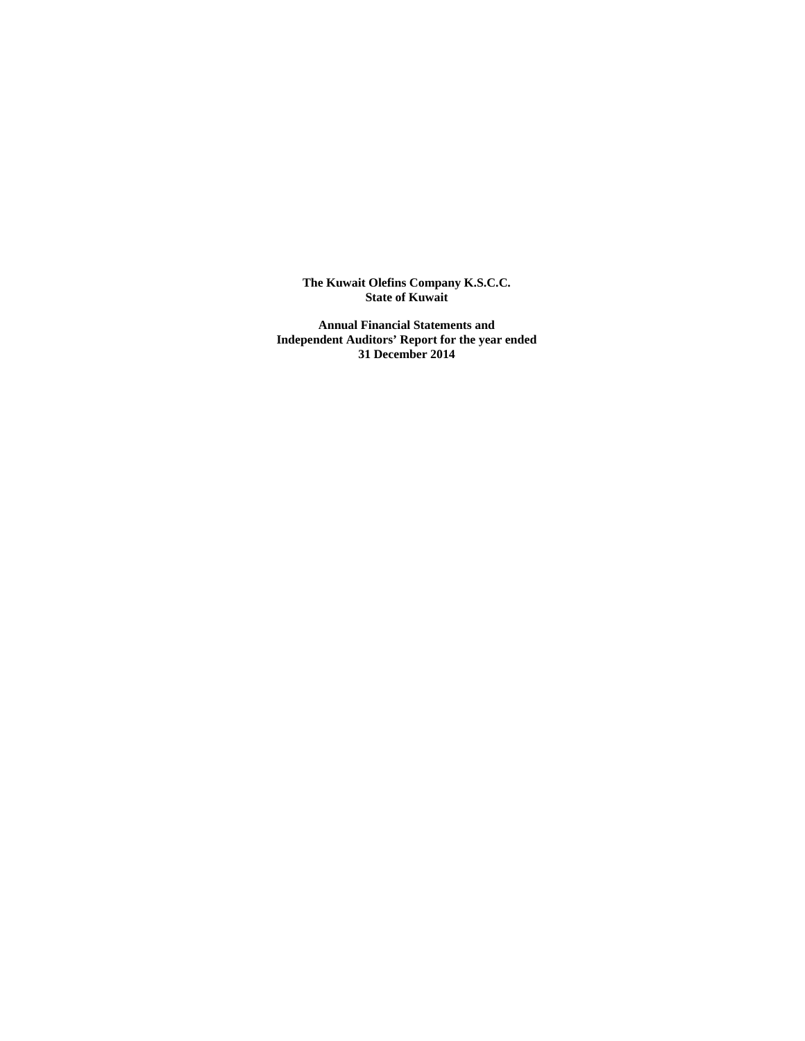**The Kuwait Olefins Company K.S.C.C.**
**State of Kuwait**

**Annual Financial Statements and**
**Independent Auditors' Report for the year ended**
**31 December 2014**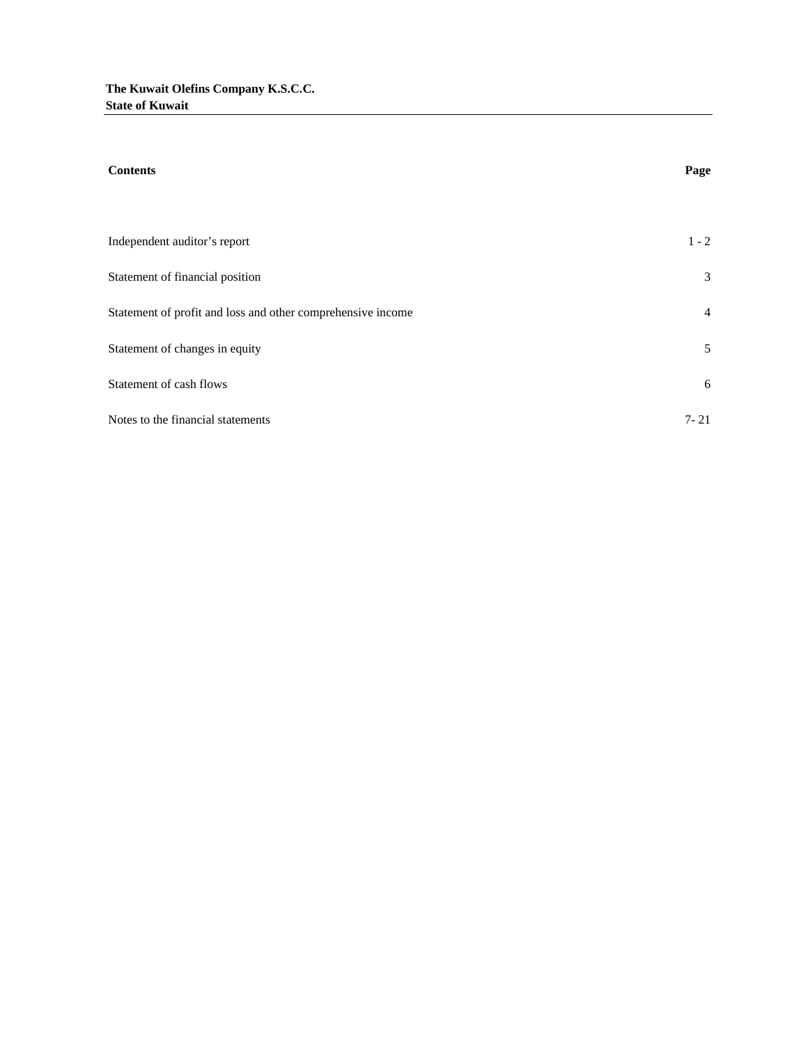**The Kuwait Olefins Company K.S.C.C.**
**State of Kuwait**

| **Contents** | **Page** |
|---|---|
| Independent auditor's report | 1 - 2 |
| Statement of financial position | 3 |
| Statement of profit and loss and other comprehensive income | 4 |
| Statement of changes in equity | 5 |
| Statement of cash flows | 6 |
| Notes to the financial statements | 7- 21 |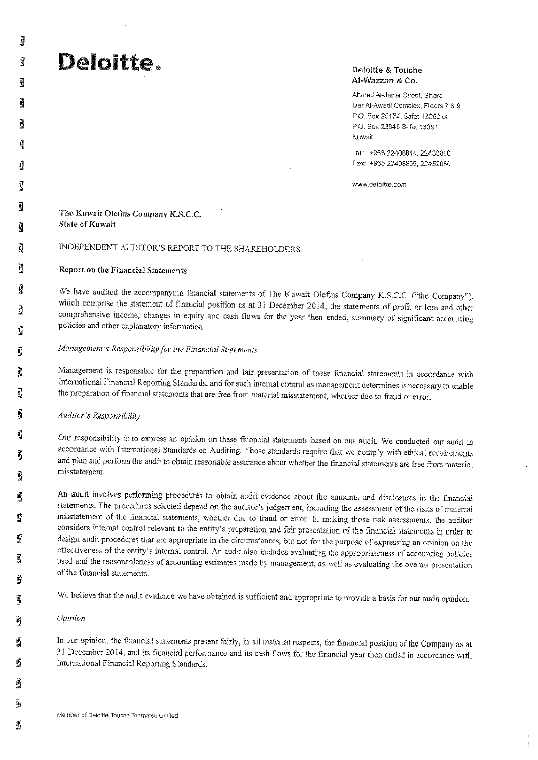# Deloitte.

**Deloitte & Touche**
**Al-Wazzan & Co.**

Ahmed Al-Jaber Street, Sharq
Dar Al-Awadi Complex, Floors 7 & 9
P.O. Box 20174, Safat 13062 or
P.O. Box 23049 Safat 13091
Kuwait

Tel : +965 22408844, 22438060
Fax: +965 22408855, 22452080

www.deloitte.com

**The Kuwait Olefins Company K.S.C.C.**
**State of Kuwait**

## INDEPENDENT AUDITOR'S REPORT TO THE SHAREHOLDERS

### Report on the Financial Statements

We have audited the accompanying financial statements of The Kuwait Olefins Company K.S.C.C. ("the Company"), which comprise the statement of financial position as at 31 December 2014, the statements of profit or loss and other comprehensive income, changes in equity and cash flows for the year then ended, summary of significant accounting policies and other explanatory information.

*Management's Responsibility for the Financial Statements*

Management is responsible for the preparation and fair presentation of these financial statements in accordance with International Financial Reporting Standards, and for such internal control as management determines is necessary to enable the preparation of financial statements that are free from material misstatement, whether due to fraud or error.

*Auditor's Responsibility*

Our responsibility is to express an opinion on these financial statements based on our audit. We conducted our audit in accordance with International Standards on Auditing. Those standards require that we comply with ethical requirements and plan and perform the audit to obtain reasonable assurance about whether the financial statements are free from material misstatement.

An audit involves performing procedures to obtain audit evidence about the amounts and disclosures in the financial statements. The procedures selected depend on the auditor's judgement, including the assessment of the risks of material misstatement of the financial statements, whether due to fraud or error. In making those risk assessments, the auditor considers internal control relevant to the entity's preparation and fair presentation of the financial statements in order to design audit procedures that are appropriate in the circumstances, but not for the purpose of expressing an opinion on the effectiveness of the entity's internal control. An audit also includes evaluating the appropriateness of accounting policies used and the reasonableness of accounting estimates made by management, as well as evaluating the overall presentation of the financial statements.

We believe that the audit evidence we have obtained is sufficient and appropriate to provide a basis for our audit opinion.

*Opinion*

In our opinion, the financial statements present fairly, in all material respects, the financial position of the Company as at 31 December 2014, and its financial performance and its cash flows for the financial year then ended in accordance with International Financial Reporting Standards.

Member of Deloitte Touche Tohmatsu Limited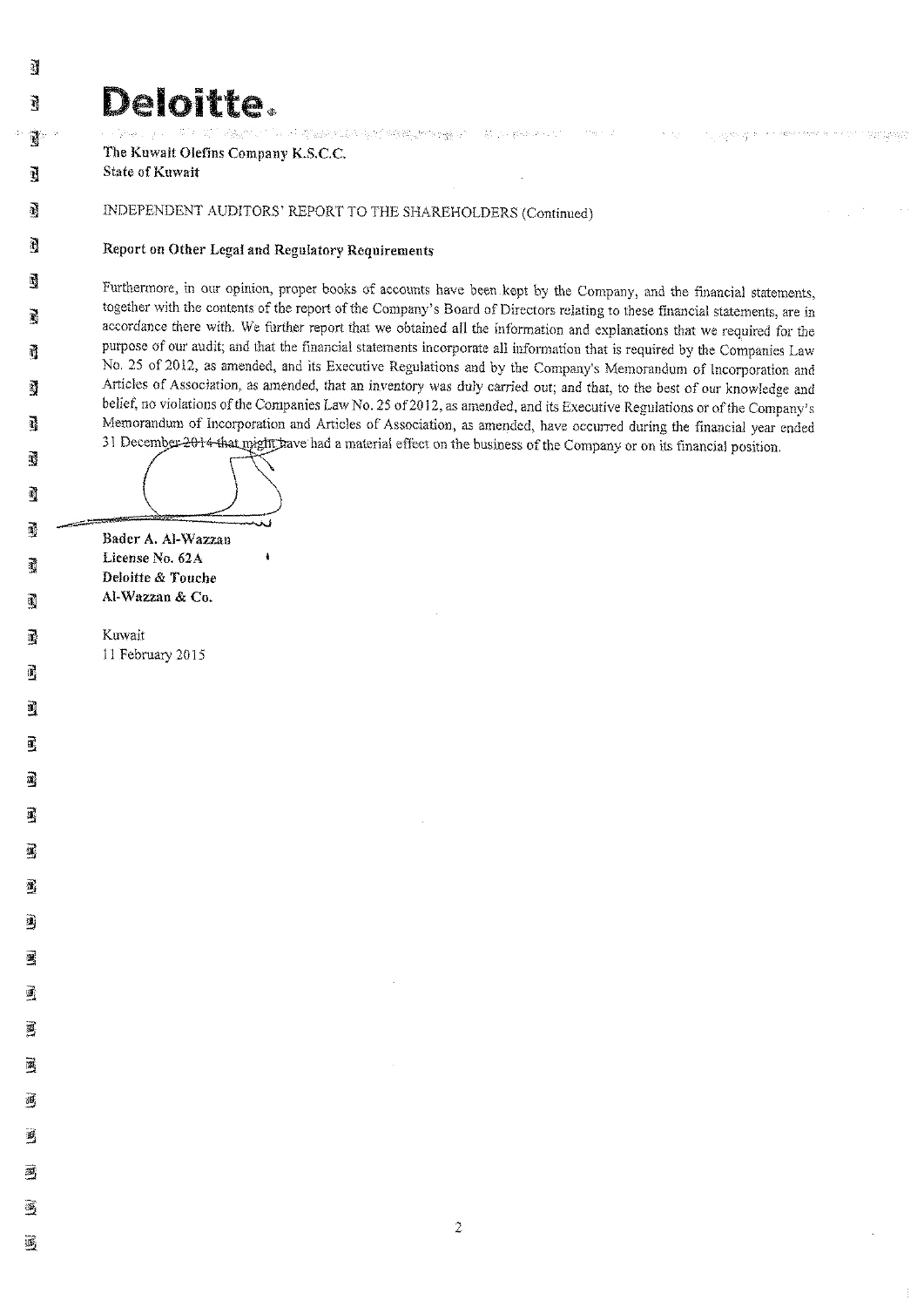**Deloitte.**

The Kuwait Olefins Company K.S.C.C.
State of Kuwait

INDEPENDENT AUDITORS' REPORT TO THE SHAREHOLDERS (Continued)

**Report on Other Legal and Regulatory Requirements**

Furthermore, in our opinion, proper books of accounts have been kept by the Company, and the financial statements, together with the contents of the report of the Company's Board of Directors relating to these financial statements, are in accordance there with. We further report that we obtained all the information and explanations that we required for the purpose of our audit; and that the financial statements incorporate all information that is required by the Companies Law No. 25 of 2012, as amended, and its Executive Regulations and by the Company's Memorandum of Incorporation and Articles of Association, as amended, that an inventory was duly carried out; and that, to the best of our knowledge and belief, no violations of the Companies Law No. 25 of 2012, as amended, and its Executive Regulations or of the Company's Memorandum of Incorporation and Articles of Association, as amended, have occurred during the financial year ended 31 December 2014 that might have had a material effect on the business of the Company or on its financial position.

**Bader A. Al-Wazzan**
**License No. 62A**
**Deloitte & Touche**
**Al-Wazzan & Co.**

Kuwait
11 February 2015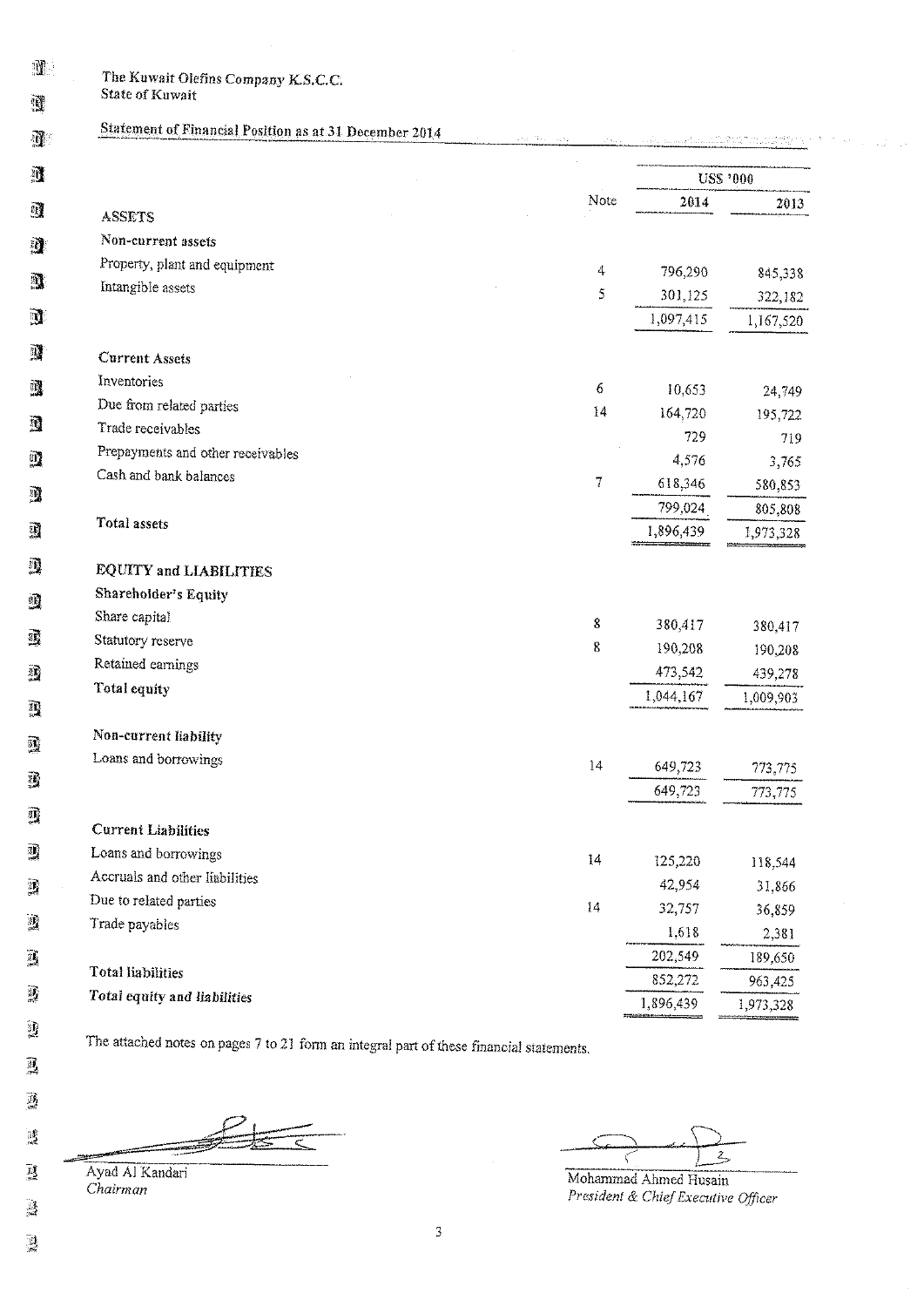The Kuwait Olefins Company K.S.C.C.
State of Kuwait

## Statement of Financial Position as at 31 December 2014

| | Note | US$ '000 2014 | US$ '000 2013 |
|---|---|---|---|
| **ASSETS** | | | |
| **Non-current assets** | | | |
| Property, plant and equipment | 4 | 796,290 | 845,338 |
| Intangible assets | 5 | 301,125 | 322,182 |
| | | 1,097,415 | 1,167,520 |
| **Current Assets** | | | |
| Inventories | 6 | 10,653 | 24,749 |
| Due from related parties | 14 | 164,720 | 195,722 |
| Trade receivables | | 729 | 719 |
| Prepayments and other receivables | | 4,576 | 3,765 |
| Cash and bank balances | 7 | 618,346 | 580,853 |
| | | 799,024 | 805,808 |
| **Total assets** | | 1,896,439 | 1,973,328 |
| **EQUITY and LIABILITIES** | | | |
| **Shareholder's Equity** | | | |
| Share capital | 8 | 380,417 | 380,417 |
| Statutory reserve | 8 | 190,208 | 190,208 |
| Retained earnings | | 473,542 | 439,278 |
| **Total equity** | | 1,044,167 | 1,009,903 |
| **Non-current liability** | | | |
| Loans and borrowings | 14 | 649,723 | 773,775 |
| | | 649,723 | 773,775 |
| **Current Liabilities** | | | |
| Loans and borrowings | 14 | 125,220 | 118,544 |
| Accruals and other liabilities | | 42,954 | 31,866 |
| Due to related parties | 14 | 32,757 | 36,859 |
| Trade payables | | 1,618 | 2,381 |
| | | 202,549 | 189,650 |
| **Total liabilities** | | 852,272 | 963,425 |
| ***Total equity and liabilities*** | | 1,896,439 | 1,973,328 |

The attached notes on pages 7 to 21 form an integral part of these financial statements.

Ayad Al Kandari
*Chairman*

Mohammad Ahmed Husain
*President & Chief Executive Officer*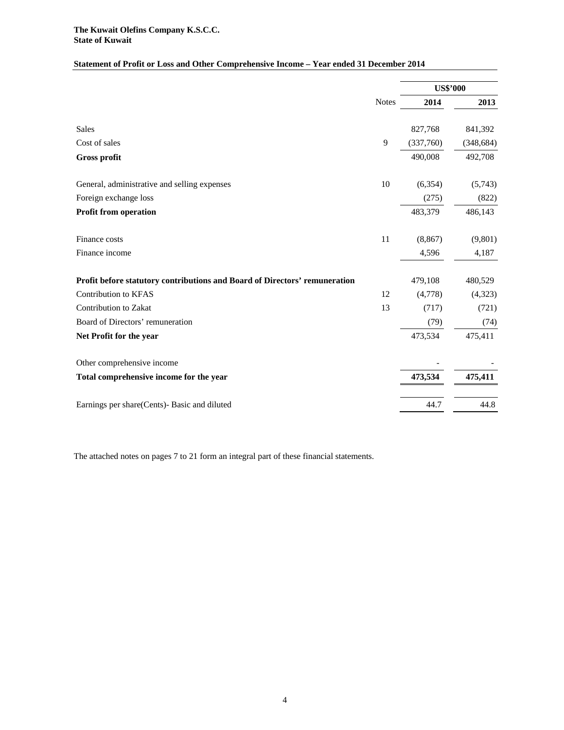**The Kuwait Olefins Company K.S.C.C.**
**State of Kuwait**

**Statement of Profit or Loss and Other Comprehensive Income – Year ended 31 December 2014**

| | Notes | US$'000 2014 | US$'000 2013 |
|---|---|---|---|
| Sales | | 827,768 | 841,392 |
| Cost of sales | 9 | (337,760) | (348,684) |
| **Gross profit** | | 490,008 | 492,708 |
| General, administrative and selling expenses | 10 | (6,354) | (5,743) |
| Foreign exchange loss | | (275) | (822) |
| **Profit from operation** | | 483,379 | 486,143 |
| Finance costs | 11 | (8,867) | (9,801) |
| Finance income | | 4,596 | 4,187 |
| **Profit before statutory contributions and Board of Directors' remuneration** | | 479,108 | 480,529 |
| Contribution to KFAS | 12 | (4,778) | (4,323) |
| Contribution to Zakat | 13 | (717) | (721) |
| Board of Directors' remuneration | | (79) | (74) |
| **Net Profit for the year** | | 473,534 | 475,411 |
| Other comprehensive income | | - | - |
| **Total comprehensive income for the year** | | **473,534** | **475,411** |
| Earnings per share(Cents)- Basic and diluted | | 44.7 | 44.8 |

The attached notes on pages 7 to 21 form an integral part of these financial statements.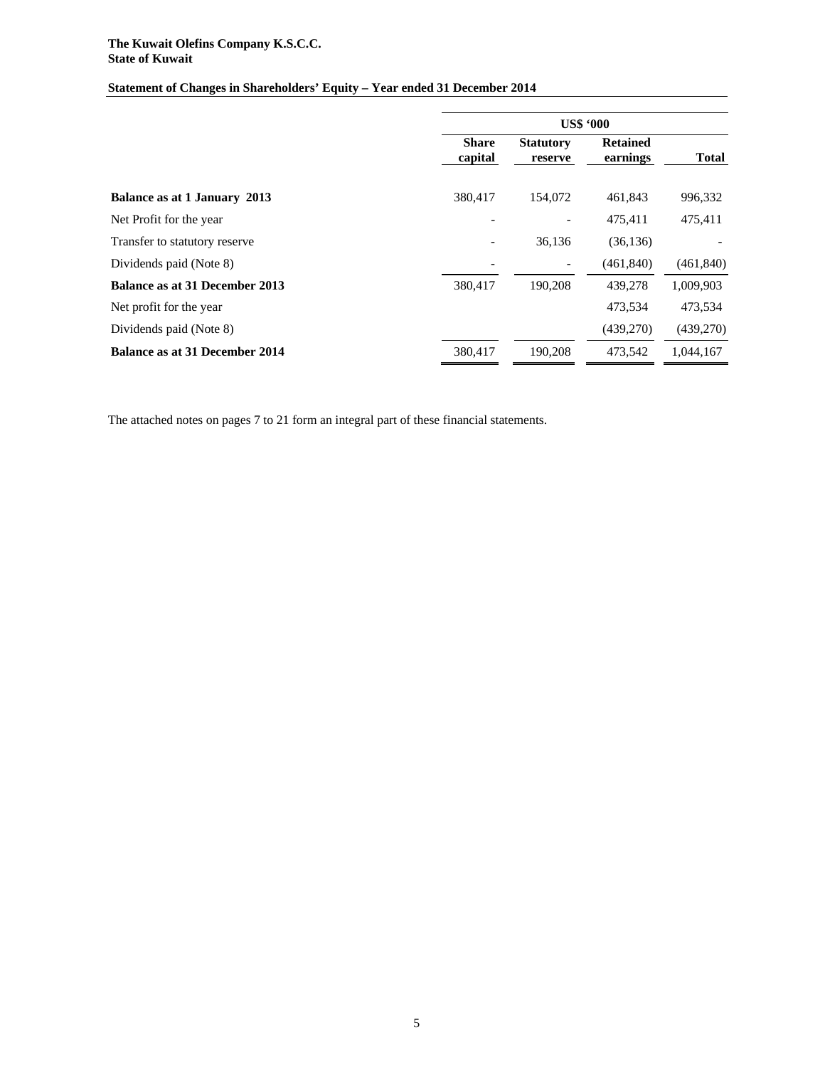**The Kuwait Olefins Company K.S.C.C.**
**State of Kuwait**

## Statement of Changes in Shareholders' Equity – Year ended 31 December 2014

| | US$ '000 | | | |
|---|---|---|---|---|
| | **Share capital** | **Statutory reserve** | **Retained earnings** | **Total** |
| **Balance as at 1 January 2013** | 380,417 | 154,072 | 461,843 | 996,332 |
| Net Profit for the year | - | - | 475,411 | 475,411 |
| Transfer to statutory reserve | - | 36,136 | (36,136) | - |
| Dividends paid (Note 8) | - | - | (461,840) | (461,840) |
| **Balance as at 31 December 2013** | 380,417 | 190,208 | 439,278 | 1,009,903 |
| Net profit for the year | | | 473,534 | 473,534 |
| Dividends paid (Note 8) | | | (439,270) | (439,270) |
| **Balance as at 31 December 2014** | 380,417 | 190,208 | 473,542 | 1,044,167 |

The attached notes on pages 7 to 21 form an integral part of these financial statements.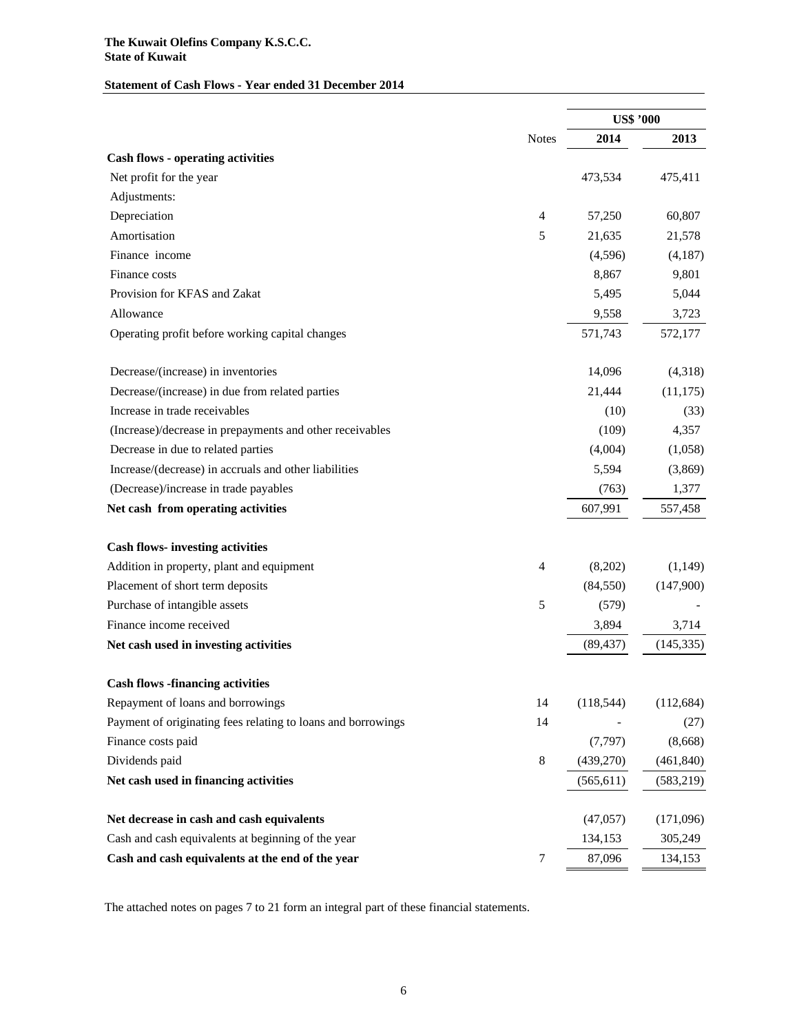**The Kuwait Olefins Company K.S.C.C.**
**State of Kuwait**

**Statement of Cash Flows - Year ended 31 December 2014**

| | Notes | US$ '000 | |
|---|---|---|---|
| | | **2014** | **2013** |
| **Cash flows - operating activities** | | | |
| Net profit for the year | | 473,534 | 475,411 |
| Adjustments: | | | |
| Depreciation | 4 | 57,250 | 60,807 |
| Amortisation | 5 | 21,635 | 21,578 |
| Finance income | | (4,596) | (4,187) |
| Finance costs | | 8,867 | 9,801 |
| Provision for KFAS and Zakat | | 5,495 | 5,044 |
| Allowance | | 9,558 | 3,723 |
| Operating profit before working capital changes | | 571,743 | 572,177 |
| Decrease/(increase) in inventories | | 14,096 | (4,318) |
| Decrease/(increase) in due from related parties | | 21,444 | (11,175) |
| Increase in trade receivables | | (10) | (33) |
| (Increase)/decrease in prepayments and other receivables | | (109) | 4,357 |
| Decrease in due to related parties | | (4,004) | (1,058) |
| Increase/(decrease) in accruals and other liabilities | | 5,594 | (3,869) |
| (Decrease)/increase in trade payables | | (763) | 1,377 |
| **Net cash from operating activities** | | 607,991 | 557,458 |
| **Cash flows- investing activities** | | | |
| Addition in property, plant and equipment | 4 | (8,202) | (1,149) |
| Placement of short term deposits | | (84,550) | (147,900) |
| Purchase of intangible assets | 5 | (579) | - |
| Finance income received | | 3,894 | 3,714 |
| **Net cash used in investing activities** | | (89,437) | (145,335) |
| **Cash flows -financing activities** | | | |
| Repayment of loans and borrowings | 14 | (118,544) | (112,684) |
| Payment of originating fees relating to loans and borrowings | 14 | - | (27) |
| Finance costs paid | | (7,797) | (8,668) |
| Dividends paid | 8 | (439,270) | (461,840) |
| **Net cash used in financing activities** | | (565,611) | (583,219) |
| **Net decrease in cash and cash equivalents** | | (47,057) | (171,096) |
| Cash and cash equivalents at beginning of the year | | 134,153 | 305,249 |
| **Cash and cash equivalents at the end of the year** | 7 | 87,096 | 134,153 |

The attached notes on pages 7 to 21 form an integral part of these financial statements.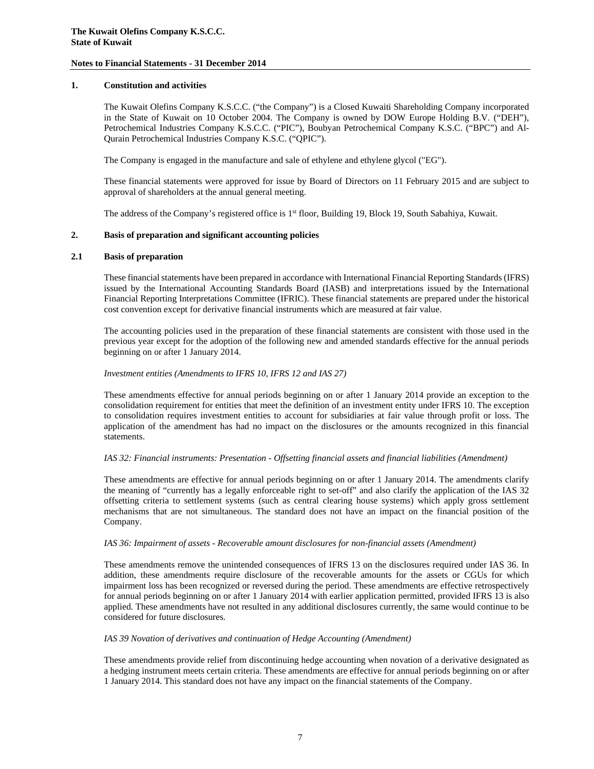**The Kuwait Olefins Company K.S.C.C.**
**State of Kuwait**

**Notes to Financial Statements - 31 December 2014**

## 1. Constitution and activities

The Kuwait Olefins Company K.S.C.C. ("the Company") is a Closed Kuwaiti Shareholding Company incorporated in the State of Kuwait on 10 October 2004. The Company is owned by DOW Europe Holding B.V. ("DEH"), Petrochemical Industries Company K.S.C.C. ("PIC"), Boubyan Petrochemical Company K.S.C. ("BPC") and Al-Qurain Petrochemical Industries Company K.S.C. ("QPIC").

The Company is engaged in the manufacture and sale of ethylene and ethylene glycol ("EG").

These financial statements were approved for issue by Board of Directors on 11 February 2015 and are subject to approval of shareholders at the annual general meeting.

The address of the Company's registered office is 1st floor, Building 19, Block 19, South Sabahiya, Kuwait.

## 2. Basis of preparation and significant accounting policies

### 2.1 Basis of preparation

These financial statements have been prepared in accordance with International Financial Reporting Standards (IFRS) issued by the International Accounting Standards Board (IASB) and interpretations issued by the International Financial Reporting Interpretations Committee (IFRIC). These financial statements are prepared under the historical cost convention except for derivative financial instruments which are measured at fair value.

The accounting policies used in the preparation of these financial statements are consistent with those used in the previous year except for the adoption of the following new and amended standards effective for the annual periods beginning on or after 1 January 2014.

*Investment entities (Amendments to IFRS 10, IFRS 12 and IAS 27)*

These amendments effective for annual periods beginning on or after 1 January 2014 provide an exception to the consolidation requirement for entities that meet the definition of an investment entity under IFRS 10. The exception to consolidation requires investment entities to account for subsidiaries at fair value through profit or loss. The application of the amendment has had no impact on the disclosures or the amounts recognized in this financial statements.

*IAS 32: Financial instruments: Presentation - Offsetting financial assets and financial liabilities (Amendment)*

These amendments are effective for annual periods beginning on or after 1 January 2014. The amendments clarify the meaning of "currently has a legally enforceable right to set-off" and also clarify the application of the IAS 32 offsetting criteria to settlement systems (such as central clearing house systems) which apply gross settlement mechanisms that are not simultaneous. The standard does not have an impact on the financial position of the Company.

*IAS 36: Impairment of assets - Recoverable amount disclosures for non-financial assets (Amendment)*

These amendments remove the unintended consequences of IFRS 13 on the disclosures required under IAS 36. In addition, these amendments require disclosure of the recoverable amounts for the assets or CGUs for which impairment loss has been recognized or reversed during the period. These amendments are effective retrospectively for annual periods beginning on or after 1 January 2014 with earlier application permitted, provided IFRS 13 is also applied. These amendments have not resulted in any additional disclosures currently, the same would continue to be considered for future disclosures.

*IAS 39 Novation of derivatives and continuation of Hedge Accounting (Amendment)*

These amendments provide relief from discontinuing hedge accounting when novation of a derivative designated as a hedging instrument meets certain criteria. These amendments are effective for annual periods beginning on or after 1 January 2014. This standard does not have any impact on the financial statements of the Company.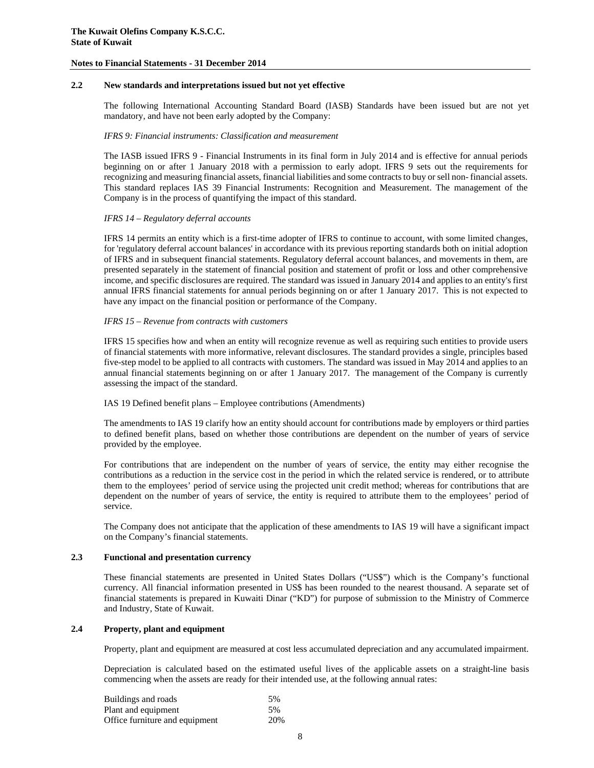### 2.2 New standards and interpretations issued but not yet effective

The following International Accounting Standard Board (IASB) Standards have been issued but are not yet mandatory, and have not been early adopted by the Company:

*IFRS 9: Financial instruments: Classification and measurement*

The IASB issued IFRS 9 - Financial Instruments in its final form in July 2014 and is effective for annual periods beginning on or after 1 January 2018 with a permission to early adopt. IFRS 9 sets out the requirements for recognizing and measuring financial assets, financial liabilities and some contracts to buy or sell non- financial assets. This standard replaces IAS 39 Financial Instruments: Recognition and Measurement. The management of the Company is in the process of quantifying the impact of this standard.

*IFRS 14 – Regulatory deferral accounts*

IFRS 14 permits an entity which is a first-time adopter of IFRS to continue to account, with some limited changes, for 'regulatory deferral account balances' in accordance with its previous reporting standards both on initial adoption of IFRS and in subsequent financial statements. Regulatory deferral account balances, and movements in them, are presented separately in the statement of financial position and statement of profit or loss and other comprehensive income, and specific disclosures are required. The standard was issued in January 2014 and applies to an entity's first annual IFRS financial statements for annual periods beginning on or after 1 January 2017. This is not expected to have any impact on the financial position or performance of the Company.

*IFRS 15 – Revenue from contracts with customers*

IFRS 15 specifies how and when an entity will recognize revenue as well as requiring such entities to provide users of financial statements with more informative, relevant disclosures. The standard provides a single, principles based five-step model to be applied to all contracts with customers. The standard was issued in May 2014 and applies to an annual financial statements beginning on or after 1 January 2017. The management of the Company is currently assessing the impact of the standard.

IAS 19 Defined benefit plans – Employee contributions (Amendments)

The amendments to IAS 19 clarify how an entity should account for contributions made by employers or third parties to defined benefit plans, based on whether those contributions are dependent on the number of years of service provided by the employee.

For contributions that are independent on the number of years of service, the entity may either recognise the contributions as a reduction in the service cost in the period in which the related service is rendered, or to attribute them to the employees' period of service using the projected unit credit method; whereas for contributions that are dependent on the number of years of service, the entity is required to attribute them to the employees' period of service.

The Company does not anticipate that the application of these amendments to IAS 19 will have a significant impact on the Company's financial statements.

### 2.3 Functional and presentation currency

These financial statements are presented in United States Dollars ("US$") which is the Company's functional currency. All financial information presented in US$ has been rounded to the nearest thousand. A separate set of financial statements is prepared in Kuwaiti Dinar ("KD") for purpose of submission to the Ministry of Commerce and Industry, State of Kuwait.

### 2.4 Property, plant and equipment

Property, plant and equipment are measured at cost less accumulated depreciation and any accumulated impairment.

Depreciation is calculated based on the estimated useful lives of the applicable assets on a straight-line basis commencing when the assets are ready for their intended use, at the following annual rates:

| | |
|---|---|
| Buildings and roads | 5% |
| Plant and equipment | 5% |
| Office furniture and equipment | 20% |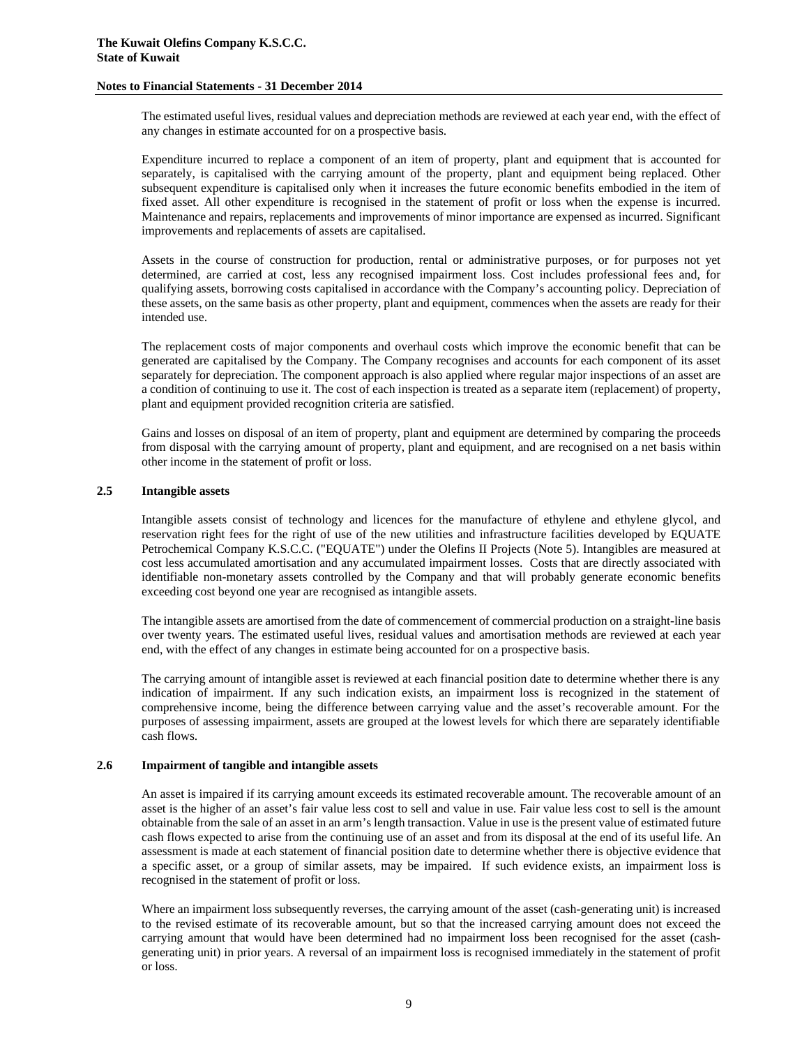The estimated useful lives, residual values and depreciation methods are reviewed at each year end, with the effect of any changes in estimate accounted for on a prospective basis.

Expenditure incurred to replace a component of an item of property, plant and equipment that is accounted for separately, is capitalised with the carrying amount of the property, plant and equipment being replaced. Other subsequent expenditure is capitalised only when it increases the future economic benefits embodied in the item of fixed asset. All other expenditure is recognised in the statement of profit or loss when the expense is incurred. Maintenance and repairs, replacements and improvements of minor importance are expensed as incurred. Significant improvements and replacements of assets are capitalised.

Assets in the course of construction for production, rental or administrative purposes, or for purposes not yet determined, are carried at cost, less any recognised impairment loss. Cost includes professional fees and, for qualifying assets, borrowing costs capitalised in accordance with the Company's accounting policy. Depreciation of these assets, on the same basis as other property, plant and equipment, commences when the assets are ready for their intended use.

The replacement costs of major components and overhaul costs which improve the economic benefit that can be generated are capitalised by the Company. The Company recognises and accounts for each component of its asset separately for depreciation. The component approach is also applied where regular major inspections of an asset are a condition of continuing to use it. The cost of each inspection is treated as a separate item (replacement) of property, plant and equipment provided recognition criteria are satisfied.

Gains and losses on disposal of an item of property, plant and equipment are determined by comparing the proceeds from disposal with the carrying amount of property, plant and equipment, and are recognised on a net basis within other income in the statement of profit or loss.

### 2.5 Intangible assets

Intangible assets consist of technology and licences for the manufacture of ethylene and ethylene glycol, and reservation right fees for the right of use of the new utilities and infrastructure facilities developed by EQUATE Petrochemical Company K.S.C.C. ("EQUATE") under the Olefins II Projects (Note 5). Intangibles are measured at cost less accumulated amortisation and any accumulated impairment losses. Costs that are directly associated with identifiable non-monetary assets controlled by the Company and that will probably generate economic benefits exceeding cost beyond one year are recognised as intangible assets.

The intangible assets are amortised from the date of commencement of commercial production on a straight-line basis over twenty years. The estimated useful lives, residual values and amortisation methods are reviewed at each year end, with the effect of any changes in estimate being accounted for on a prospective basis.

The carrying amount of intangible asset is reviewed at each financial position date to determine whether there is any indication of impairment. If any such indication exists, an impairment loss is recognized in the statement of comprehensive income, being the difference between carrying value and the asset's recoverable amount. For the purposes of assessing impairment, assets are grouped at the lowest levels for which there are separately identifiable cash flows.

### 2.6 Impairment of tangible and intangible assets

An asset is impaired if its carrying amount exceeds its estimated recoverable amount. The recoverable amount of an asset is the higher of an asset's fair value less cost to sell and value in use. Fair value less cost to sell is the amount obtainable from the sale of an asset in an arm's length transaction. Value in use is the present value of estimated future cash flows expected to arise from the continuing use of an asset and from its disposal at the end of its useful life. An assessment is made at each statement of financial position date to determine whether there is objective evidence that a specific asset, or a group of similar assets, may be impaired. If such evidence exists, an impairment loss is recognised in the statement of profit or loss.

Where an impairment loss subsequently reverses, the carrying amount of the asset (cash-generating unit) is increased to the revised estimate of its recoverable amount, but so that the increased carrying amount does not exceed the carrying amount that would have been determined had no impairment loss been recognised for the asset (cash-generating unit) in prior years. A reversal of an impairment loss is recognised immediately in the statement of profit or loss.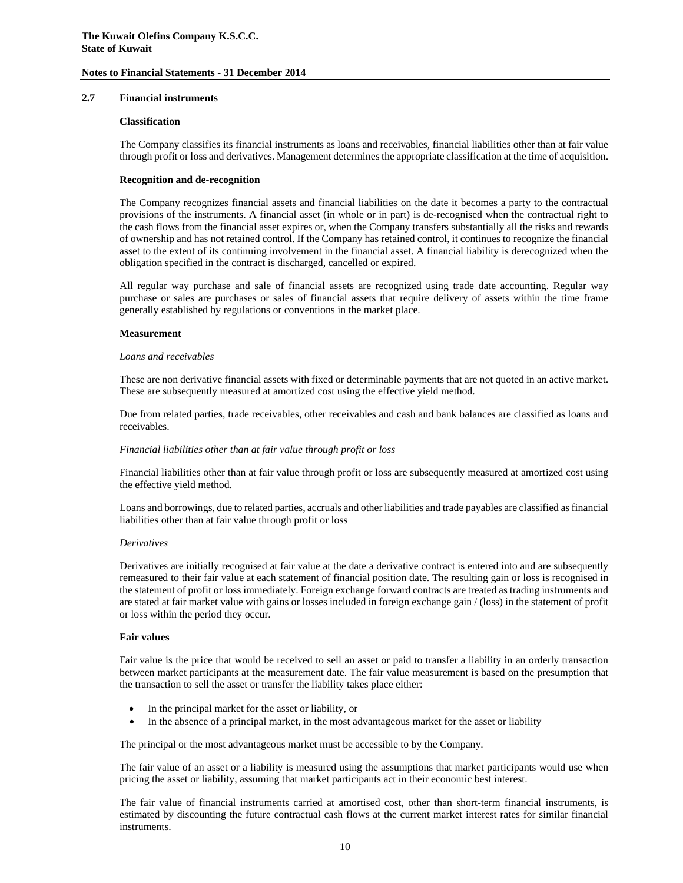## 2.7 Financial instruments

**Classification**

The Company classifies its financial instruments as loans and receivables, financial liabilities other than at fair value through profit or loss and derivatives. Management determines the appropriate classification at the time of acquisition.

**Recognition and de-recognition**

The Company recognizes financial assets and financial liabilities on the date it becomes a party to the contractual provisions of the instruments. A financial asset (in whole or in part) is de-recognised when the contractual right to the cash flows from the financial asset expires or, when the Company transfers substantially all the risks and rewards of ownership and has not retained control. If the Company has retained control, it continues to recognize the financial asset to the extent of its continuing involvement in the financial asset. A financial liability is derecognized when the obligation specified in the contract is discharged, cancelled or expired.

All regular way purchase and sale of financial assets are recognized using trade date accounting. Regular way purchase or sales are purchases or sales of financial assets that require delivery of assets within the time frame generally established by regulations or conventions in the market place.

**Measurement**

*Loans and receivables*

These are non derivative financial assets with fixed or determinable payments that are not quoted in an active market. These are subsequently measured at amortized cost using the effective yield method.

Due from related parties, trade receivables, other receivables and cash and bank balances are classified as loans and receivables.

*Financial liabilities other than at fair value through profit or loss*

Financial liabilities other than at fair value through profit or loss are subsequently measured at amortized cost using the effective yield method.

Loans and borrowings, due to related parties, accruals and other liabilities and trade payables are classified as financial liabilities other than at fair value through profit or loss

*Derivatives*

Derivatives are initially recognised at fair value at the date a derivative contract is entered into and are subsequently remeasured to their fair value at each statement of financial position date. The resulting gain or loss is recognised in the statement of profit or loss immediately. Foreign exchange forward contracts are treated as trading instruments and are stated at fair market value with gains or losses included in foreign exchange gain / (loss) in the statement of profit or loss within the period they occur.

**Fair values**

Fair value is the price that would be received to sell an asset or paid to transfer a liability in an orderly transaction between market participants at the measurement date. The fair value measurement is based on the presumption that the transaction to sell the asset or transfer the liability takes place either:

- In the principal market for the asset or liability, or
- In the absence of a principal market, in the most advantageous market for the asset or liability

The principal or the most advantageous market must be accessible to by the Company.

The fair value of an asset or a liability is measured using the assumptions that market participants would use when pricing the asset or liability, assuming that market participants act in their economic best interest.

The fair value of financial instruments carried at amortised cost, other than short-term financial instruments, is estimated by discounting the future contractual cash flows at the current market interest rates for similar financial instruments.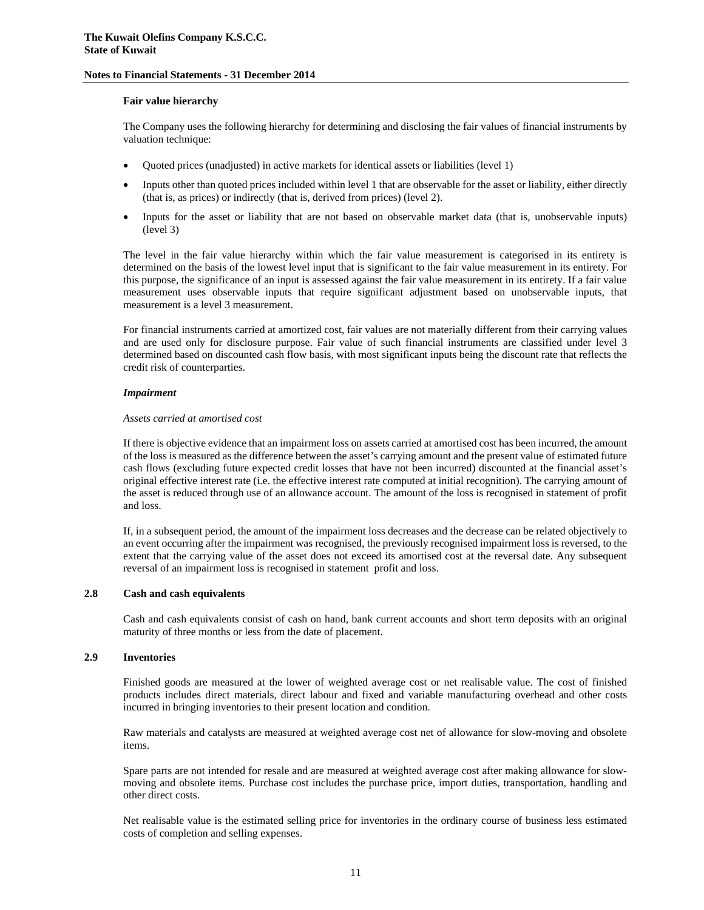**Fair value hierarchy**

The Company uses the following hierarchy for determining and disclosing the fair values of financial instruments by valuation technique:

- Quoted prices (unadjusted) in active markets for identical assets or liabilities (level 1)
- Inputs other than quoted prices included within level 1 that are observable for the asset or liability, either directly (that is, as prices) or indirectly (that is, derived from prices) (level 2).
- Inputs for the asset or liability that are not based on observable market data (that is, unobservable inputs) (level 3)

The level in the fair value hierarchy within which the fair value measurement is categorised in its entirety is determined on the basis of the lowest level input that is significant to the fair value measurement in its entirety. For this purpose, the significance of an input is assessed against the fair value measurement in its entirety. If a fair value measurement uses observable inputs that require significant adjustment based on unobservable inputs, that measurement is a level 3 measurement.

For financial instruments carried at amortized cost, fair values are not materially different from their carrying values and are used only for disclosure purpose. Fair value of such financial instruments are classified under level 3 determined based on discounted cash flow basis, with most significant inputs being the discount rate that reflects the credit risk of counterparties.

***Impairment***

*Assets carried at amortised cost*

If there is objective evidence that an impairment loss on assets carried at amortised cost has been incurred, the amount of the loss is measured as the difference between the asset's carrying amount and the present value of estimated future cash flows (excluding future expected credit losses that have not been incurred) discounted at the financial asset's original effective interest rate (i.e. the effective interest rate computed at initial recognition). The carrying amount of the asset is reduced through use of an allowance account. The amount of the loss is recognised in statement of profit and loss.

If, in a subsequent period, the amount of the impairment loss decreases and the decrease can be related objectively to an event occurring after the impairment was recognised, the previously recognised impairment loss is reversed, to the extent that the carrying value of the asset does not exceed its amortised cost at the reversal date. Any subsequent reversal of an impairment loss is recognised in statement profit and loss.

## 2.8 Cash and cash equivalents

Cash and cash equivalents consist of cash on hand, bank current accounts and short term deposits with an original maturity of three months or less from the date of placement.

## 2.9 Inventories

Finished goods are measured at the lower of weighted average cost or net realisable value. The cost of finished products includes direct materials, direct labour and fixed and variable manufacturing overhead and other costs incurred in bringing inventories to their present location and condition.

Raw materials and catalysts are measured at weighted average cost net of allowance for slow-moving and obsolete items.

Spare parts are not intended for resale and are measured at weighted average cost after making allowance for slow-moving and obsolete items. Purchase cost includes the purchase price, import duties, transportation, handling and other direct costs.

Net realisable value is the estimated selling price for inventories in the ordinary course of business less estimated costs of completion and selling expenses.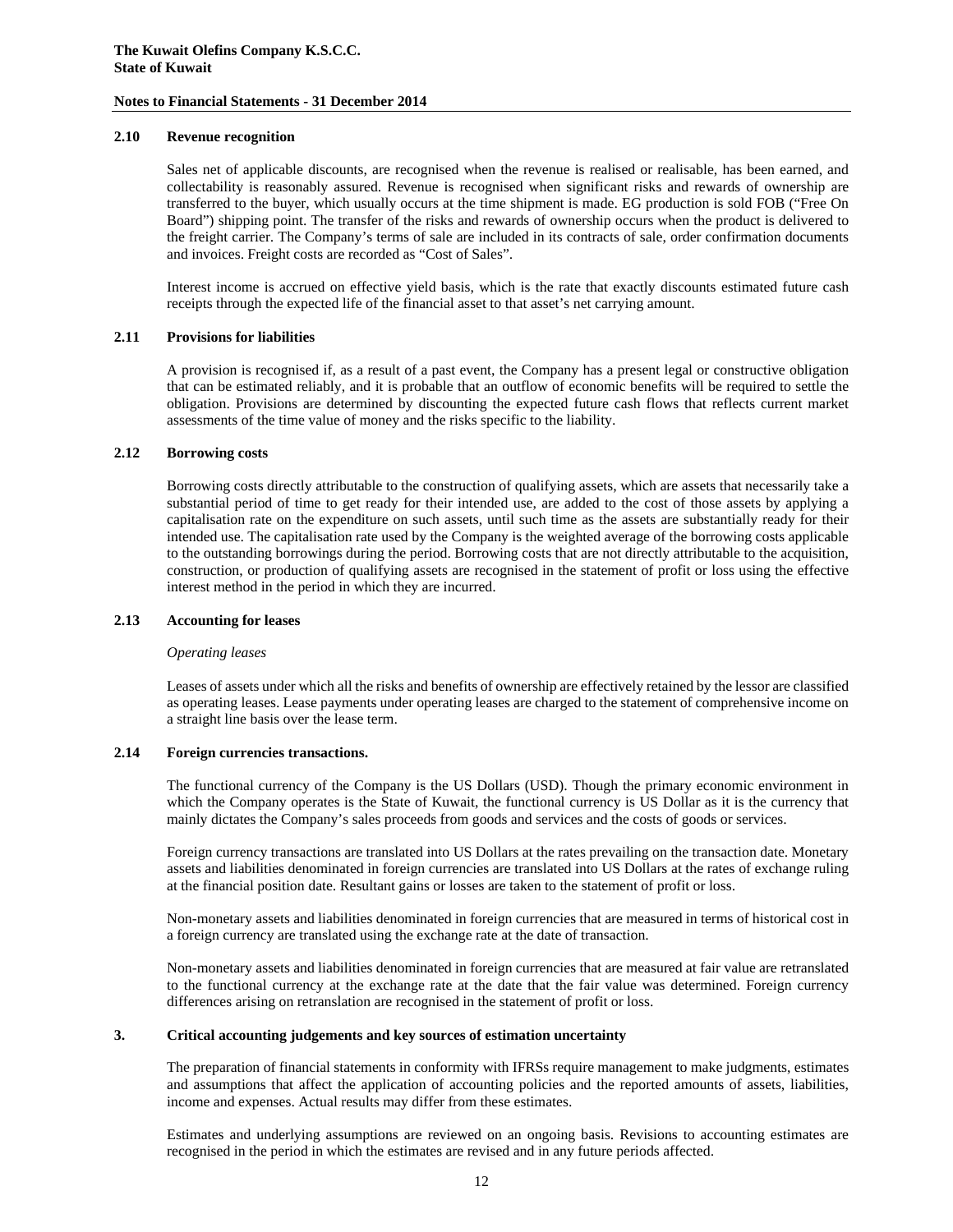### 2.10 Revenue recognition

Sales net of applicable discounts, are recognised when the revenue is realised or realisable, has been earned, and collectability is reasonably assured. Revenue is recognised when significant risks and rewards of ownership are transferred to the buyer, which usually occurs at the time shipment is made. EG production is sold FOB ("Free On Board") shipping point. The transfer of the risks and rewards of ownership occurs when the product is delivered to the freight carrier. The Company's terms of sale are included in its contracts of sale, order confirmation documents and invoices. Freight costs are recorded as "Cost of Sales".

Interest income is accrued on effective yield basis, which is the rate that exactly discounts estimated future cash receipts through the expected life of the financial asset to that asset's net carrying amount.

### 2.11 Provisions for liabilities

A provision is recognised if, as a result of a past event, the Company has a present legal or constructive obligation that can be estimated reliably, and it is probable that an outflow of economic benefits will be required to settle the obligation. Provisions are determined by discounting the expected future cash flows that reflects current market assessments of the time value of money and the risks specific to the liability.

### 2.12 Borrowing costs

Borrowing costs directly attributable to the construction of qualifying assets, which are assets that necessarily take a substantial period of time to get ready for their intended use, are added to the cost of those assets by applying a capitalisation rate on the expenditure on such assets, until such time as the assets are substantially ready for their intended use. The capitalisation rate used by the Company is the weighted average of the borrowing costs applicable to the outstanding borrowings during the period. Borrowing costs that are not directly attributable to the acquisition, construction, or production of qualifying assets are recognised in the statement of profit or loss using the effective interest method in the period in which they are incurred.

### 2.13 Accounting for leases

*Operating leases*

Leases of assets under which all the risks and benefits of ownership are effectively retained by the lessor are classified as operating leases. Lease payments under operating leases are charged to the statement of comprehensive income on a straight line basis over the lease term.

### 2.14 Foreign currencies transactions.

The functional currency of the Company is the US Dollars (USD). Though the primary economic environment in which the Company operates is the State of Kuwait, the functional currency is US Dollar as it is the currency that mainly dictates the Company's sales proceeds from goods and services and the costs of goods or services.

Foreign currency transactions are translated into US Dollars at the rates prevailing on the transaction date. Monetary assets and liabilities denominated in foreign currencies are translated into US Dollars at the rates of exchange ruling at the financial position date. Resultant gains or losses are taken to the statement of profit or loss.

Non-monetary assets and liabilities denominated in foreign currencies that are measured in terms of historical cost in a foreign currency are translated using the exchange rate at the date of transaction.

Non-monetary assets and liabilities denominated in foreign currencies that are measured at fair value are retranslated to the functional currency at the exchange rate at the date that the fair value was determined. Foreign currency differences arising on retranslation are recognised in the statement of profit or loss.

## 3. Critical accounting judgements and key sources of estimation uncertainty

The preparation of financial statements in conformity with IFRSs require management to make judgments, estimates and assumptions that affect the application of accounting policies and the reported amounts of assets, liabilities, income and expenses. Actual results may differ from these estimates.

Estimates and underlying assumptions are reviewed on an ongoing basis. Revisions to accounting estimates are recognised in the period in which the estimates are revised and in any future periods affected.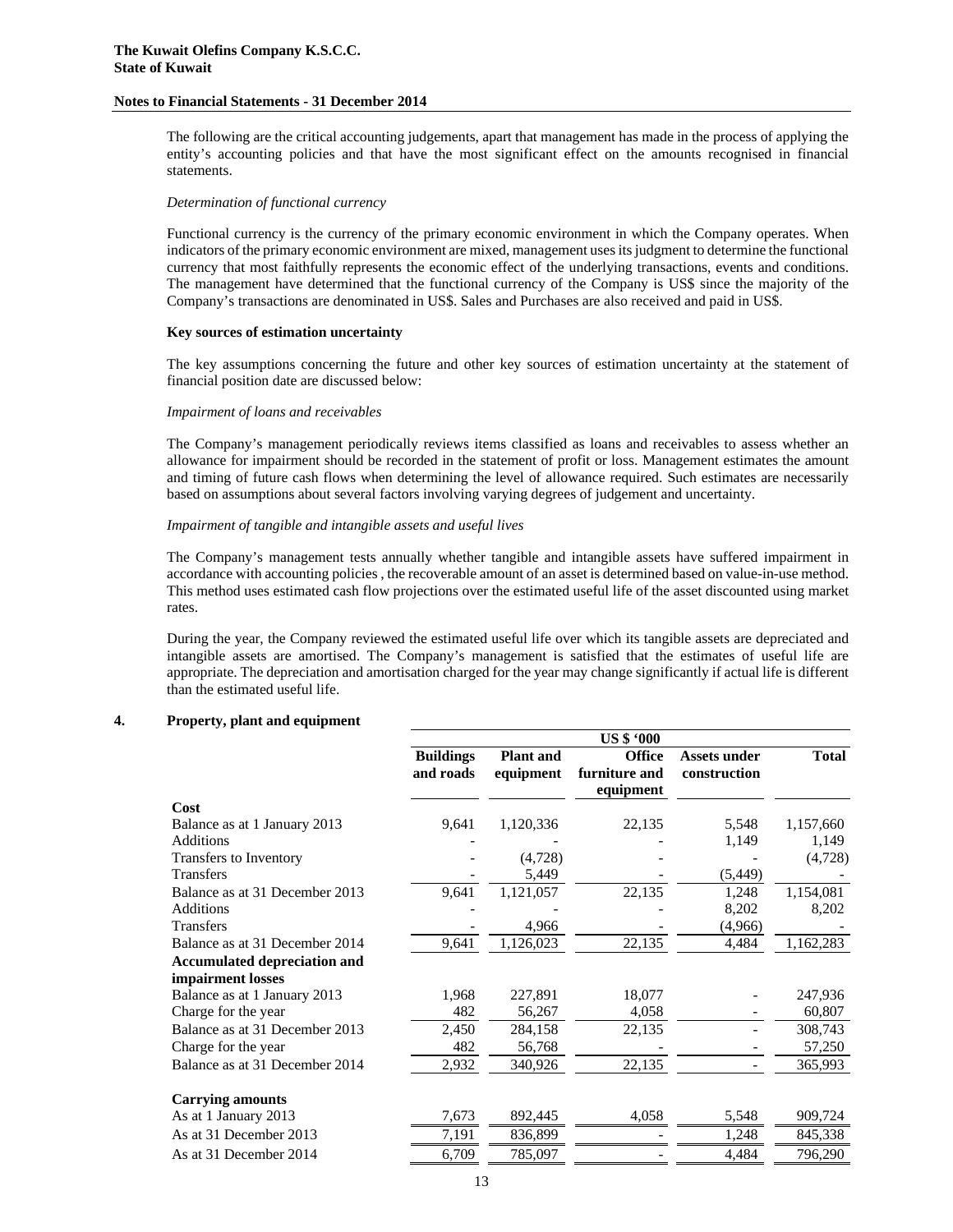The following are the critical accounting judgements, apart that management has made in the process of applying the entity's accounting policies and that have the most significant effect on the amounts recognised in financial statements.

*Determination of functional currency*

Functional currency is the currency of the primary economic environment in which the Company operates. When indicators of the primary economic environment are mixed, management uses its judgment to determine the functional currency that most faithfully represents the economic effect of the underlying transactions, events and conditions. The management have determined that the functional currency of the Company is US$ since the majority of the Company's transactions are denominated in US$. Sales and Purchases are also received and paid in US$.

**Key sources of estimation uncertainty**

The key assumptions concerning the future and other key sources of estimation uncertainty at the statement of financial position date are discussed below:

*Impairment of loans and receivables*

The Company's management periodically reviews items classified as loans and receivables to assess whether an allowance for impairment should be recorded in the statement of profit or loss. Management estimates the amount and timing of future cash flows when determining the level of allowance required. Such estimates are necessarily based on assumptions about several factors involving varying degrees of judgement and uncertainty.

*Impairment of tangible and intangible assets and useful lives*

The Company's management tests annually whether tangible and intangible assets have suffered impairment in accordance with accounting policies , the recoverable amount of an asset is determined based on value-in-use method. This method uses estimated cash flow projections over the estimated useful life of the asset discounted using market rates.

During the year, the Company reviewed the estimated useful life over which its tangible assets are depreciated and intangible assets are amortised. The Company's management is satisfied that the estimates of useful life are appropriate. The depreciation and amortisation charged for the year may change significantly if actual life is different than the estimated useful life.

## 4. Property, plant and equipment

| | US $ '000 | | | | |
|---|---|---|---|---|---|
| | **Buildings and roads** | **Plant and equipment** | **Office furniture and equipment** | **Assets under construction** | **Total** |
| **Cost** | | | | | |
| Balance as at 1 January 2013 | 9,641 | 1,120,336 | 22,135 | 5,548 | 1,157,660 |
| Additions | - | - | - | 1,149 | 1,149 |
| Transfers to Inventory | - | (4,728) | - | - | (4,728) |
| Transfers | - | 5,449 | - | (5,449) | - |
| Balance as at 31 December 2013 | 9,641 | 1,121,057 | 22,135 | 1,248 | 1,154,081 |
| Additions | - | - | - | 8,202 | 8,202 |
| Transfers | - | 4,966 | - | (4,966) | - |
| Balance as at 31 December 2014 | 9,641 | 1,126,023 | 22,135 | 4,484 | 1,162,283 |
| **Accumulated depreciation and impairment losses** | | | | | |
| Balance as at 1 January 2013 | 1,968 | 227,891 | 18,077 | - | 247,936 |
| Charge for the year | 482 | 56,267 | 4,058 | - | 60,807 |
| Balance as at 31 December 2013 | 2,450 | 284,158 | 22,135 | - | 308,743 |
| Charge for the year | 482 | 56,768 | - | - | 57,250 |
| Balance as at 31 December 2014 | 2,932 | 340,926 | 22,135 | - | 365,993 |
| **Carrying amounts** | | | | | |
| As at 1 January 2013 | 7,673 | 892,445 | 4,058 | 5,548 | 909,724 |
| As at 31 December 2013 | 7,191 | 836,899 | - | 1,248 | 845,338 |
| As at 31 December 2014 | 6,709 | 785,097 | - | 4,484 | 796,290 |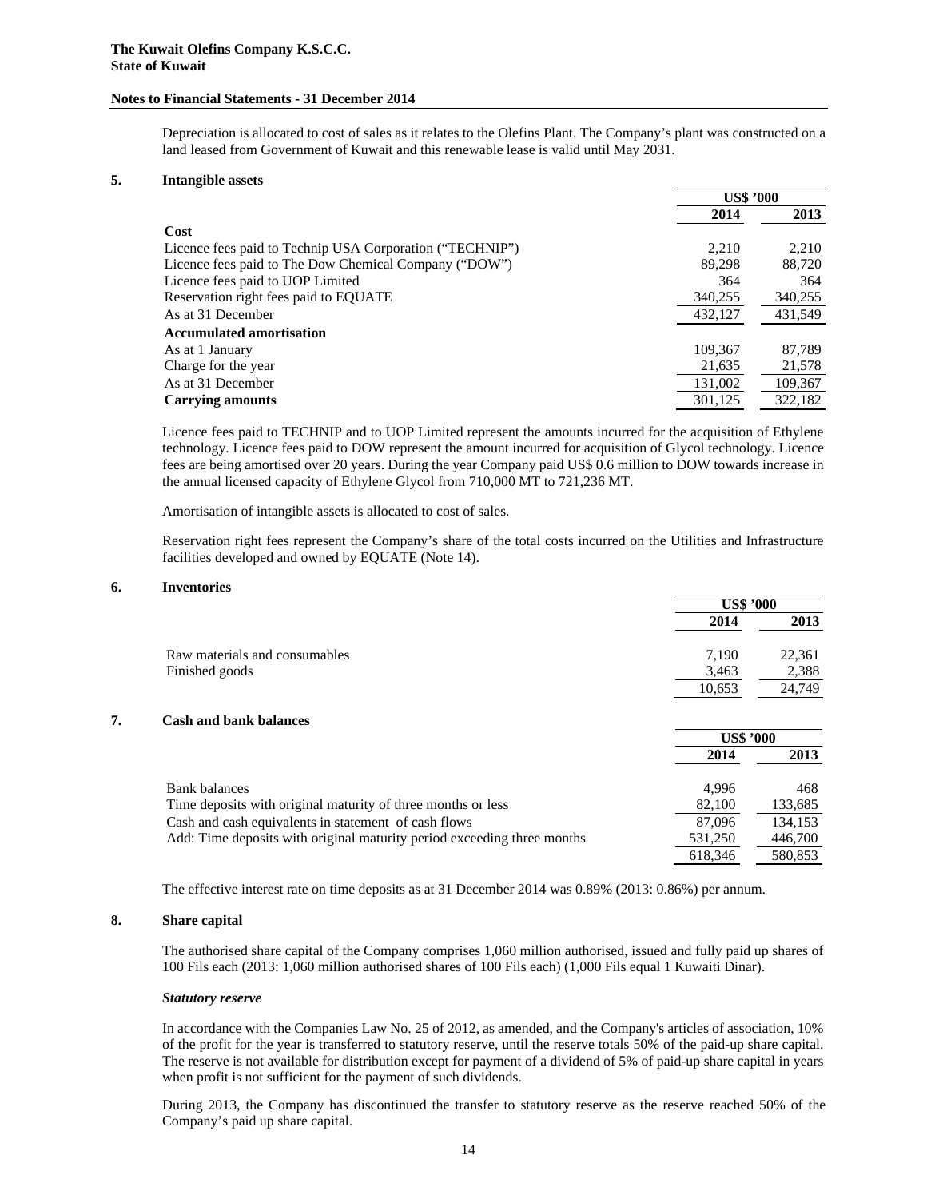Depreciation is allocated to cost of sales as it relates to the Olefins Plant. The Company's plant was constructed on a land leased from Government of Kuwait and this renewable lease is valid until May 2031.

## 5. Intangible assets

| | US$ '000 | |
|---|---|---|
| | 2014 | 2013 |
| **Cost** | | |
| Licence fees paid to Technip USA Corporation ("TECHNIP") | 2,210 | 2,210 |
| Licence fees paid to The Dow Chemical Company ("DOW") | 89,298 | 88,720 |
| Licence fees paid to UOP Limited | 364 | 364 |
| Reservation right fees paid to EQUATE | 340,255 | 340,255 |
| As at 31 December | 432,127 | 431,549 |
| **Accumulated amortisation** | | |
| As at 1 January | 109,367 | 87,789 |
| Charge for the year | 21,635 | 21,578 |
| As at 31 December | 131,002 | 109,367 |
| **Carrying amounts** | 301,125 | 322,182 |

Licence fees paid to TECHNIP and to UOP Limited represent the amounts incurred for the acquisition of Ethylene technology. Licence fees paid to DOW represent the amount incurred for acquisition of Glycol technology. Licence fees are being amortised over 20 years. During the year Company paid US$ 0.6 million to DOW towards increase in the annual licensed capacity of Ethylene Glycol from 710,000 MT to 721,236 MT.

Amortisation of intangible assets is allocated to cost of sales.

Reservation right fees represent the Company's share of the total costs incurred on the Utilities and Infrastructure facilities developed and owned by EQUATE (Note 14).

## 6. Inventories

| | US$ '000 | |
|---|---|---|
| | 2014 | 2013 |
| Raw materials and consumables | 7,190 | 22,361 |
| Finished goods | 3,463 | 2,388 |
| | 10,653 | 24,749 |

## 7. Cash and bank balances

| | US$ '000 | |
|---|---|---|
| | 2014 | 2013 |
| Bank balances | 4,996 | 468 |
| Time deposits with original maturity of three months or less | 82,100 | 133,685 |
| Cash and cash equivalents in statement of cash flows | 87,096 | 134,153 |
| Add: Time deposits with original maturity period exceeding three months | 531,250 | 446,700 |
| | 618,346 | 580,853 |

The effective interest rate on time deposits as at 31 December 2014 was 0.89% (2013: 0.86%) per annum.

## 8. Share capital

The authorised share capital of the Company comprises 1,060 million authorised, issued and fully paid up shares of 100 Fils each (2013: 1,060 million authorised shares of 100 Fils each) (1,000 Fils equal 1 Kuwaiti Dinar).

### *Statutory reserve*

In accordance with the Companies Law No. 25 of 2012, as amended, and the Company's articles of association, 10% of the profit for the year is transferred to statutory reserve, until the reserve totals 50% of the paid-up share capital. The reserve is not available for distribution except for payment of a dividend of 5% of paid-up share capital in years when profit is not sufficient for the payment of such dividends.

During 2013, the Company has discontinued the transfer to statutory reserve as the reserve reached 50% of the Company's paid up share capital.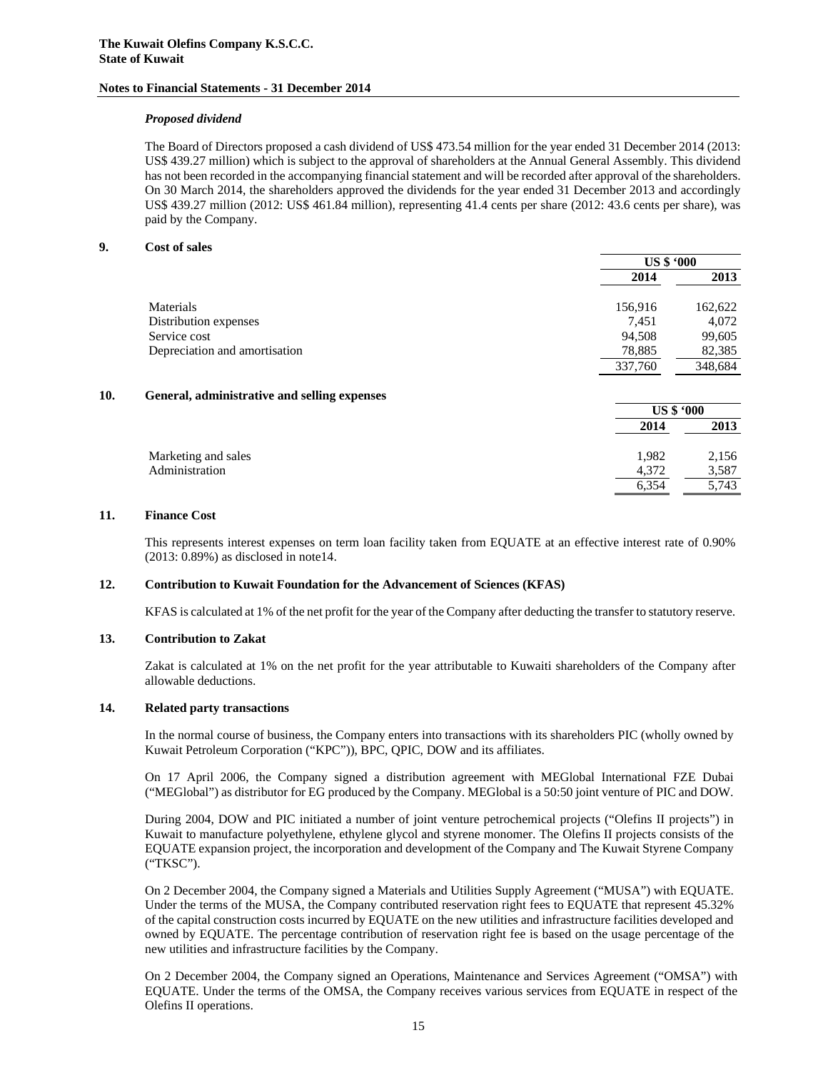### *Proposed dividend*

The Board of Directors proposed a cash dividend of US$ 473.54 million for the year ended 31 December 2014 (2013: US$ 439.27 million) which is subject to the approval of shareholders at the Annual General Assembly. This dividend has not been recorded in the accompanying financial statement and will be recorded after approval of the shareholders. On 30 March 2014, the shareholders approved the dividends for the year ended 31 December 2013 and accordingly US$ 439.27 million (2012: US$ 461.84 million), representing 41.4 cents per share (2012: 43.6 cents per share), was paid by the Company.

## 9. Cost of sales

| | US $ '000 | |
|---|---|---|
| | **2014** | **2013** |
| Materials | 156,916 | 162,622 |
| Distribution expenses | 7,451 | 4,072 |
| Service cost | 94,508 | 99,605 |
| Depreciation and amortisation | 78,885 | 82,385 |
| | 337,760 | 348,684 |

## 10. General, administrative and selling expenses

| | US $ '000 | |
|---|---|---|
| | **2014** | **2013** |
| Marketing and sales | 1,982 | 2,156 |
| Administration | 4,372 | 3,587 |
| | 6,354 | 5,743 |

## 11. Finance Cost

This represents interest expenses on term loan facility taken from EQUATE at an effective interest rate of 0.90% (2013: 0.89%) as disclosed in note14.

## 12. Contribution to Kuwait Foundation for the Advancement of Sciences (KFAS)

KFAS is calculated at 1% of the net profit for the year of the Company after deducting the transfer to statutory reserve.

## 13. Contribution to Zakat

Zakat is calculated at 1% on the net profit for the year attributable to Kuwaiti shareholders of the Company after allowable deductions.

## 14. Related party transactions

In the normal course of business, the Company enters into transactions with its shareholders PIC (wholly owned by Kuwait Petroleum Corporation ("KPC")), BPC, QPIC, DOW and its affiliates.

On 17 April 2006, the Company signed a distribution agreement with MEGlobal International FZE Dubai ("MEGlobal") as distributor for EG produced by the Company. MEGlobal is a 50:50 joint venture of PIC and DOW.

During 2004, DOW and PIC initiated a number of joint venture petrochemical projects ("Olefins II projects") in Kuwait to manufacture polyethylene, ethylene glycol and styrene monomer. The Olefins II projects consists of the EQUATE expansion project, the incorporation and development of the Company and The Kuwait Styrene Company ("TKSC").

On 2 December 2004, the Company signed a Materials and Utilities Supply Agreement ("MUSA") with EQUATE. Under the terms of the MUSA, the Company contributed reservation right fees to EQUATE that represent 45.32% of the capital construction costs incurred by EQUATE on the new utilities and infrastructure facilities developed and owned by EQUATE. The percentage contribution of reservation right fee is based on the usage percentage of the new utilities and infrastructure facilities by the Company.

On 2 December 2004, the Company signed an Operations, Maintenance and Services Agreement ("OMSA") with EQUATE. Under the terms of the OMSA, the Company receives various services from EQUATE in respect of the Olefins II operations.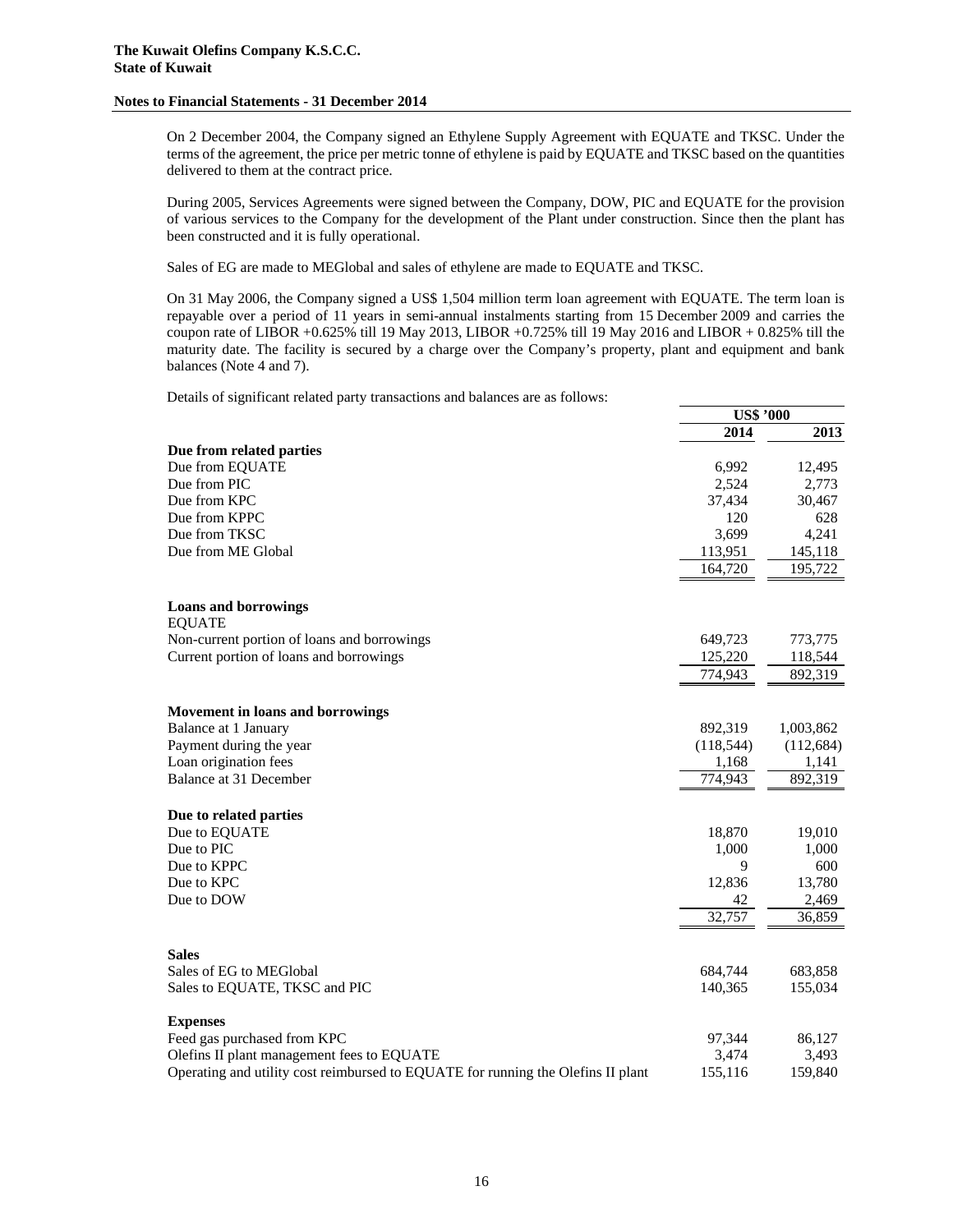On 2 December 2004, the Company signed an Ethylene Supply Agreement with EQUATE and TKSC. Under the terms of the agreement, the price per metric tonne of ethylene is paid by EQUATE and TKSC based on the quantities delivered to them at the contract price.

During 2005, Services Agreements were signed between the Company, DOW, PIC and EQUATE for the provision of various services to the Company for the development of the Plant under construction. Since then the plant has been constructed and it is fully operational.

Sales of EG are made to MEGlobal and sales of ethylene are made to EQUATE and TKSC.

On 31 May 2006, the Company signed a US$ 1,504 million term loan agreement with EQUATE. The term loan is repayable over a period of 11 years in semi-annual instalments starting from 15 December 2009 and carries the coupon rate of LIBOR +0.625% till 19 May 2013, LIBOR +0.725% till 19 May 2016 and LIBOR + 0.825% till the maturity date. The facility is secured by a charge over the Company's property, plant and equipment and bank balances (Note 4 and 7).

Details of significant related party transactions and balances are as follows:

| | US$ '000 | |
|---|---|---|
| | 2014 | 2013 |
| **Due from related parties** | | |
| Due from EQUATE | 6,992 | 12,495 |
| Due from PIC | 2,524 | 2,773 |
| Due from KPC | 37,434 | 30,467 |
| Due from KPPC | 120 | 628 |
| Due from TKSC | 3,699 | 4,241 |
| Due from ME Global | 113,951 | 145,118 |
| | 164,720 | 195,722 |
| **Loans and borrowings** | | |
| EQUATE | | |
| Non-current portion of loans and borrowings | 649,723 | 773,775 |
| Current portion of loans and borrowings | 125,220 | 118,544 |
| | 774,943 | 892,319 |
| **Movement in loans and borrowings** | | |
| Balance at 1 January | 892,319 | 1,003,862 |
| Payment during the year | (118,544) | (112,684) |
| Loan origination fees | 1,168 | 1,141 |
| Balance at 31 December | 774,943 | 892,319 |
| **Due to related parties** | | |
| Due to EQUATE | 18,870 | 19,010 |
| Due to PIC | 1,000 | 1,000 |
| Due to KPPC | 9 | 600 |
| Due to KPC | 12,836 | 13,780 |
| Due to DOW | 42 | 2,469 |
| | 32,757 | 36,859 |
| **Sales** | | |
| Sales of EG to MEGlobal | 684,744 | 683,858 |
| Sales to EQUATE, TKSC and PIC | 140,365 | 155,034 |
| **Expenses** | | |
| Feed gas purchased from KPC | 97,344 | 86,127 |
| Olefins II plant management fees to EQUATE | 3,474 | 3,493 |
| Operating and utility cost reimbursed to EQUATE for running the Olefins II plant | 155,116 | 159,840 |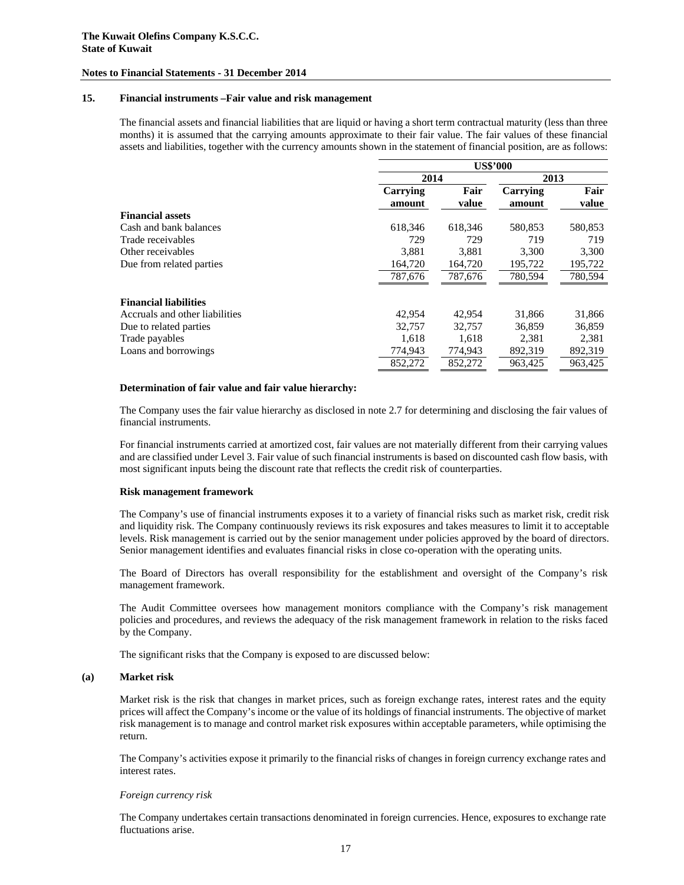## 15. Financial instruments –Fair value and risk management

The financial assets and financial liabilities that are liquid or having a short term contractual maturity (less than three months) it is assumed that the carrying amounts approximate to their fair value. The fair values of these financial assets and liabilities, together with the currency amounts shown in the statement of financial position, are as follows:

| | US$'000 | | | |
|---|---|---|---|---|
| | 2014 | | 2013 | |
| | Carrying amount | Fair value | Carrying amount | Fair value |
| **Financial assets** | | | | |
| Cash and bank balances | 618,346 | 618,346 | 580,853 | 580,853 |
| Trade receivables | 729 | 729 | 719 | 719 |
| Other receivables | 3,881 | 3,881 | 3,300 | 3,300 |
| Due from related parties | 164,720 | 164,720 | 195,722 | 195,722 |
| | 787,676 | 787,676 | 780,594 | 780,594 |
| **Financial liabilities** | | | | |
| Accruals and other liabilities | 42,954 | 42,954 | 31,866 | 31,866 |
| Due to related parties | 32,757 | 32,757 | 36,859 | 36,859 |
| Trade payables | 1,618 | 1,618 | 2,381 | 2,381 |
| Loans and borrowings | 774,943 | 774,943 | 892,319 | 892,319 |
| | 852,272 | 852,272 | 963,425 | 963,425 |

**Determination of fair value and fair value hierarchy:**

The Company uses the fair value hierarchy as disclosed in note 2.7 for determining and disclosing the fair values of financial instruments.

For financial instruments carried at amortized cost, fair values are not materially different from their carrying values and are classified under Level 3. Fair value of such financial instruments is based on discounted cash flow basis, with most significant inputs being the discount rate that reflects the credit risk of counterparties.

**Risk management framework**

The Company's use of financial instruments exposes it to a variety of financial risks such as market risk, credit risk and liquidity risk. The Company continuously reviews its risk exposures and takes measures to limit it to acceptable levels. Risk management is carried out by the senior management under policies approved by the board of directors. Senior management identifies and evaluates financial risks in close co-operation with the operating units.

The Board of Directors has overall responsibility for the establishment and oversight of the Company's risk management framework.

The Audit Committee oversees how management monitors compliance with the Company's risk management policies and procedures, and reviews the adequacy of the risk management framework in relation to the risks faced by the Company.

The significant risks that the Company is exposed to are discussed below:

### (a) Market risk

Market risk is the risk that changes in market prices, such as foreign exchange rates, interest rates and the equity prices will affect the Company's income or the value of its holdings of financial instruments. The objective of market risk management is to manage and control market risk exposures within acceptable parameters, while optimising the return.

The Company's activities expose it primarily to the financial risks of changes in foreign currency exchange rates and interest rates.

*Foreign currency risk*

The Company undertakes certain transactions denominated in foreign currencies. Hence, exposures to exchange rate fluctuations arise.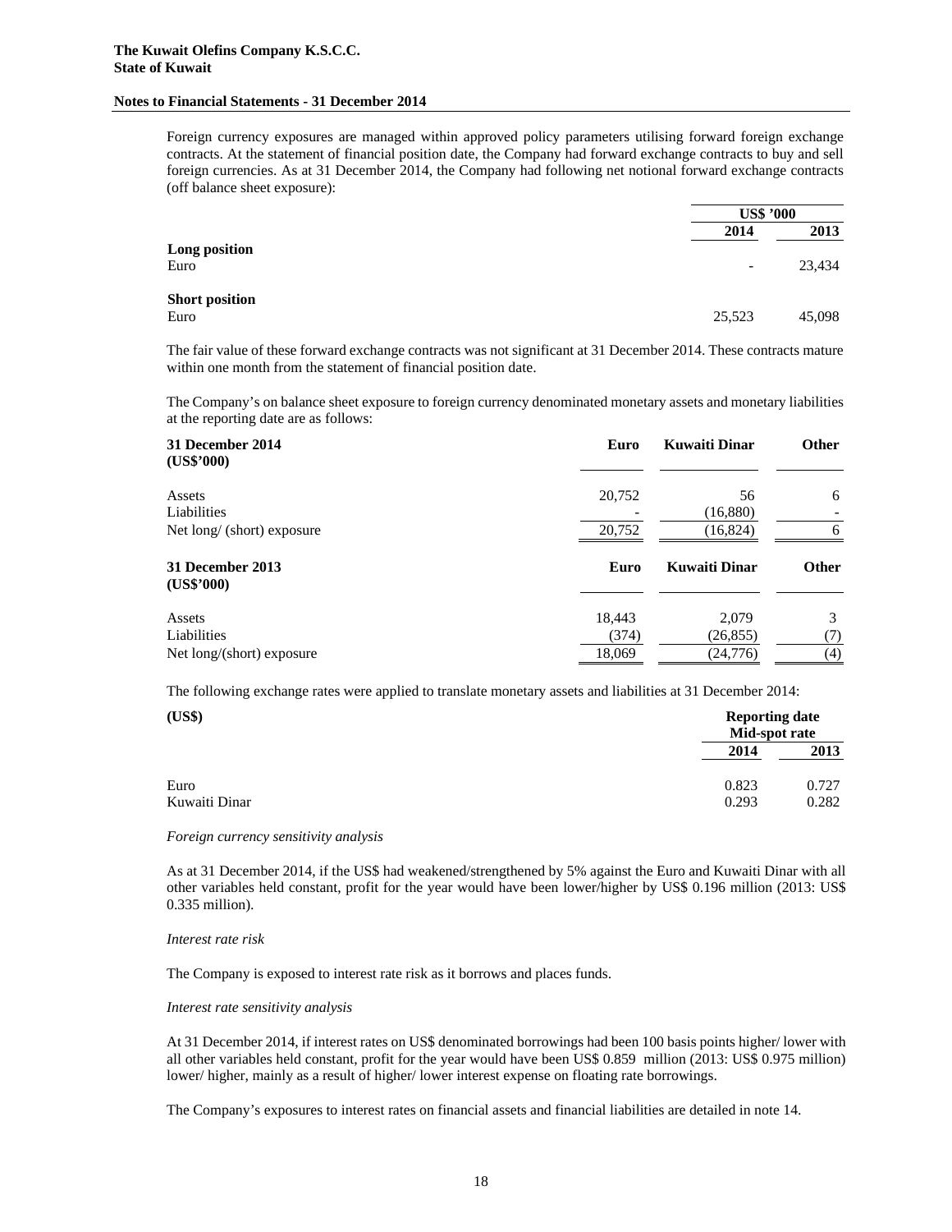Foreign currency exposures are managed within approved policy parameters utilising forward foreign exchange contracts. At the statement of financial position date, the Company had forward exchange contracts to buy and sell foreign currencies. As at 31 December 2014, the Company had following net notional forward exchange contracts (off balance sheet exposure):

| | US$ '000 | |
|---|---|---|
| | **2014** | **2013** |
| **Long position** | | |
| Euro | - | 23,434 |
| **Short position** | | |
| Euro | 25,523 | 45,098 |

The fair value of these forward exchange contracts was not significant at 31 December 2014. These contracts mature within one month from the statement of financial position date.

The Company's on balance sheet exposure to foreign currency denominated monetary assets and monetary liabilities at the reporting date are as follows:

| **31 December 2014 (US$'000)** | **Euro** | **Kuwaiti Dinar** | **Other** |
|---|---|---|---|
| Assets | 20,752 | 56 | 6 |
| Liabilities | - | (16,880) | - |
| Net long/ (short) exposure | 20,752 | (16,824) | 6 |

| **31 December 2013 (US$'000)** | **Euro** | **Kuwaiti Dinar** | **Other** |
|---|---|---|---|
| Assets | 18,443 | 2,079 | 3 |
| Liabilities | (374) | (26,855) | (7) |
| Net long/(short) exposure | 18,069 | (24,776) | (4) |

The following exchange rates were applied to translate monetary assets and liabilities at 31 December 2014:

| **(US$)** | **Reporting date Mid-spot rate** | |
|---|---|---|
| | **2014** | **2013** |
| Euro | 0.823 | 0.727 |
| Kuwaiti Dinar | 0.293 | 0.282 |

*Foreign currency sensitivity analysis*

As at 31 December 2014, if the US$ had weakened/strengthened by 5% against the Euro and Kuwaiti Dinar with all other variables held constant, profit for the year would have been lower/higher by US$ 0.196 million (2013: US$ 0.335 million).

*Interest rate risk*

The Company is exposed to interest rate risk as it borrows and places funds.

*Interest rate sensitivity analysis*

At 31 December 2014, if interest rates on US$ denominated borrowings had been 100 basis points higher/ lower with all other variables held constant, profit for the year would have been US$ 0.859 million (2013: US$ 0.975 million) lower/ higher, mainly as a result of higher/ lower interest expense on floating rate borrowings.

The Company's exposures to interest rates on financial assets and financial liabilities are detailed in note 14.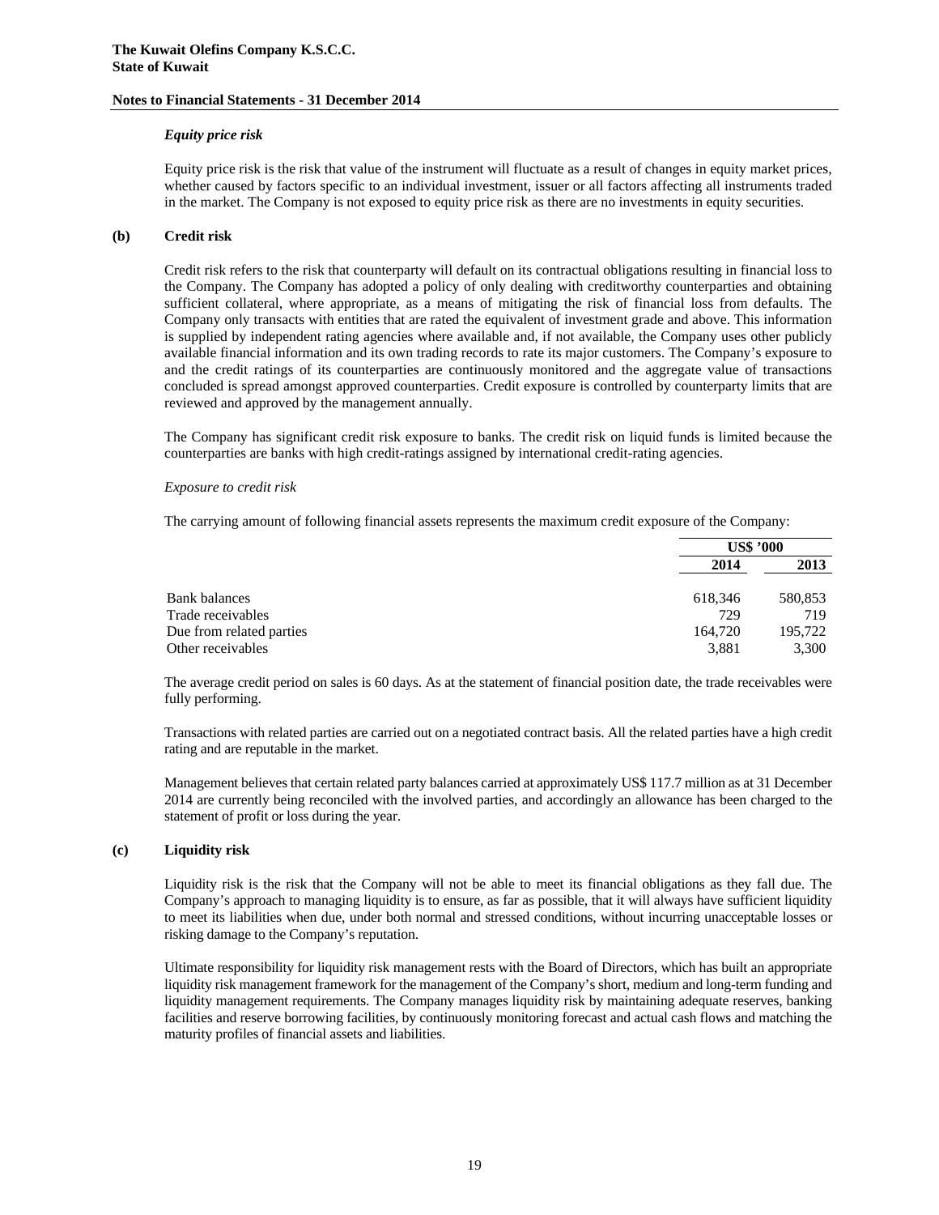### *Equity price risk*

Equity price risk is the risk that value of the instrument will fluctuate as a result of changes in equity market prices, whether caused by factors specific to an individual investment, issuer or all factors affecting all instruments traded in the market. The Company is not exposed to equity price risk as there are no investments in equity securities.

### (b) Credit risk

Credit risk refers to the risk that counterparty will default on its contractual obligations resulting in financial loss to the Company. The Company has adopted a policy of only dealing with creditworthy counterparties and obtaining sufficient collateral, where appropriate, as a means of mitigating the risk of financial loss from defaults. The Company only transacts with entities that are rated the equivalent of investment grade and above. This information is supplied by independent rating agencies where available and, if not available, the Company uses other publicly available financial information and its own trading records to rate its major customers. The Company's exposure to and the credit ratings of its counterparties are continuously monitored and the aggregate value of transactions concluded is spread amongst approved counterparties. Credit exposure is controlled by counterparty limits that are reviewed and approved by the management annually.

The Company has significant credit risk exposure to banks. The credit risk on liquid funds is limited because the counterparties are banks with high credit-ratings assigned by international credit-rating agencies.

*Exposure to credit risk*

The carrying amount of following financial assets represents the maximum credit exposure of the Company:

| | US$ '000 | |
|---|---|---|
| | **2014** | **2013** |
| Bank balances | 618,346 | 580,853 |
| Trade receivables | 729 | 719 |
| Due from related parties | 164,720 | 195,722 |
| Other receivables | 3,881 | 3,300 |

The average credit period on sales is 60 days. As at the statement of financial position date, the trade receivables were fully performing.

Transactions with related parties are carried out on a negotiated contract basis. All the related parties have a high credit rating and are reputable in the market.

Management believes that certain related party balances carried at approximately US$ 117.7 million as at 31 December 2014 are currently being reconciled with the involved parties, and accordingly an allowance has been charged to the statement of profit or loss during the year.

### (c) Liquidity risk

Liquidity risk is the risk that the Company will not be able to meet its financial obligations as they fall due. The Company's approach to managing liquidity is to ensure, as far as possible, that it will always have sufficient liquidity to meet its liabilities when due, under both normal and stressed conditions, without incurring unacceptable losses or risking damage to the Company's reputation.

Ultimate responsibility for liquidity risk management rests with the Board of Directors, which has built an appropriate liquidity risk management framework for the management of the Company's short, medium and long-term funding and liquidity management requirements. The Company manages liquidity risk by maintaining adequate reserves, banking facilities and reserve borrowing facilities, by continuously monitoring forecast and actual cash flows and matching the maturity profiles of financial assets and liabilities.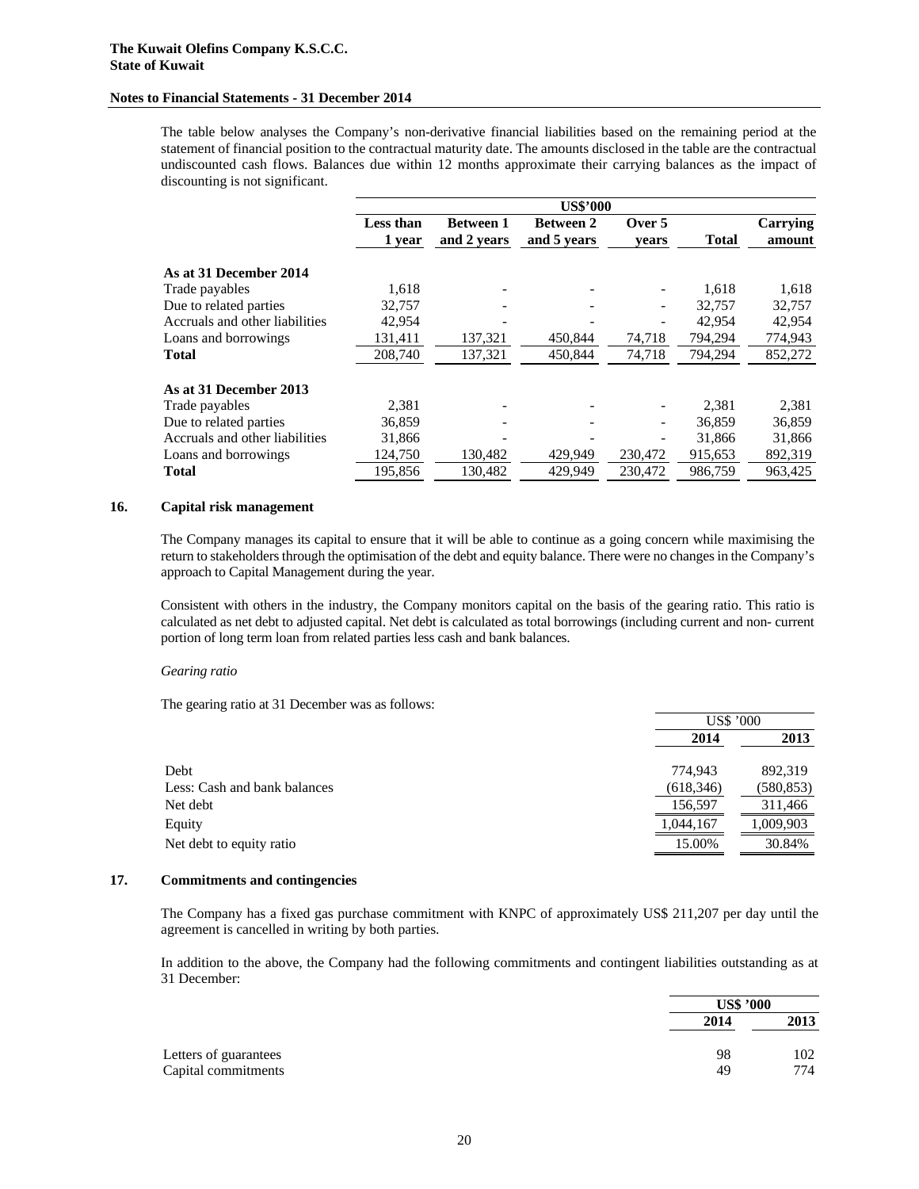The table below analyses the Company's non-derivative financial liabilities based on the remaining period at the statement of financial position to the contractual maturity date. The amounts disclosed in the table are the contractual undiscounted cash flows. Balances due within 12 months approximate their carrying balances as the impact of discounting is not significant.

| | US$'000 | | | | | |
|---|---|---|---|---|---|---|
| | **Less than 1 year** | **Between 1 and 2 years** | **Between 2 and 5 years** | **Over 5 years** | **Total** | **Carrying amount** |
| **As at 31 December 2014** | | | | | | |
| Trade payables | 1,618 | - | - | - | 1,618 | 1,618 |
| Due to related parties | 32,757 | - | - | - | 32,757 | 32,757 |
| Accruals and other liabilities | 42,954 | - | - | - | 42,954 | 42,954 |
| Loans and borrowings | 131,411 | 137,321 | 450,844 | 74,718 | 794,294 | 774,943 |
| **Total** | 208,740 | 137,321 | 450,844 | 74,718 | 794,294 | 852,272 |
| **As at 31 December 2013** | | | | | | |
| Trade payables | 2,381 | - | - | - | 2,381 | 2,381 |
| Due to related parties | 36,859 | - | - | - | 36,859 | 36,859 |
| Accruals and other liabilities | 31,866 | - | - | - | 31,866 | 31,866 |
| Loans and borrowings | 124,750 | 130,482 | 429,949 | 230,472 | 915,653 | 892,319 |
| **Total** | 195,856 | 130,482 | 429,949 | 230,472 | 986,759 | 963,425 |

## 16. Capital risk management

The Company manages its capital to ensure that it will be able to continue as a going concern while maximising the return to stakeholders through the optimisation of the debt and equity balance. There were no changes in the Company's approach to Capital Management during the year.

Consistent with others in the industry, the Company monitors capital on the basis of the gearing ratio. This ratio is calculated as net debt to adjusted capital. Net debt is calculated as total borrowings (including current and non- current portion of long term loan from related parties less cash and bank balances.

*Gearing ratio*

The gearing ratio at 31 December was as follows:

| | US$ '000 | |
|---|---|---|
| | **2014** | **2013** |
| Debt | 774,943 | 892,319 |
| Less: Cash and bank balances | (618,346) | (580,853) |
| Net debt | 156,597 | 311,466 |
| Equity | 1,044,167 | 1,009,903 |
| Net debt to equity ratio | 15.00% | 30.84% |

## 17. Commitments and contingencies

The Company has a fixed gas purchase commitment with KNPC of approximately US$ 211,207 per day until the agreement is cancelled in writing by both parties.

In addition to the above, the Company had the following commitments and contingent liabilities outstanding as at 31 December:

| | US$ '000 | |
|---|---|---|
| | **2014** | **2013** |
| Letters of guarantees | 98 | 102 |
| Capital commitments | 49 | 774 |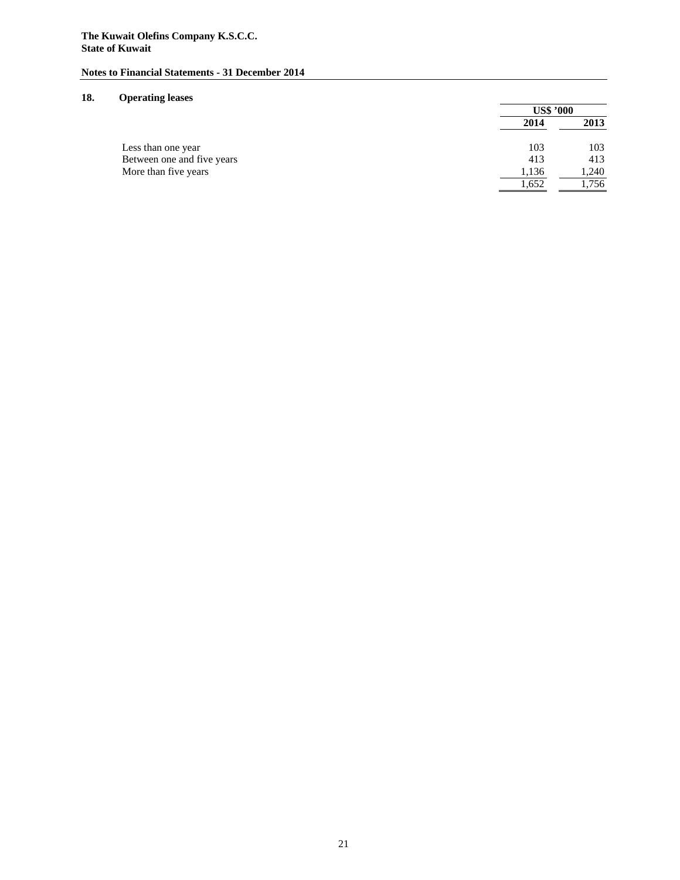**The Kuwait Olefins Company K.S.C.C.**
**State of Kuwait**

**Notes to Financial Statements - 31 December 2014**

## 18. Operating leases

| | US$ '000 | |
|---|---|---|
| | **2014** | **2013** |
| Less than one year | 103 | 103 |
| Between one and five years | 413 | 413 |
| More than five years | 1,136 | 1,240 |
| | 1,652 | 1,756 |